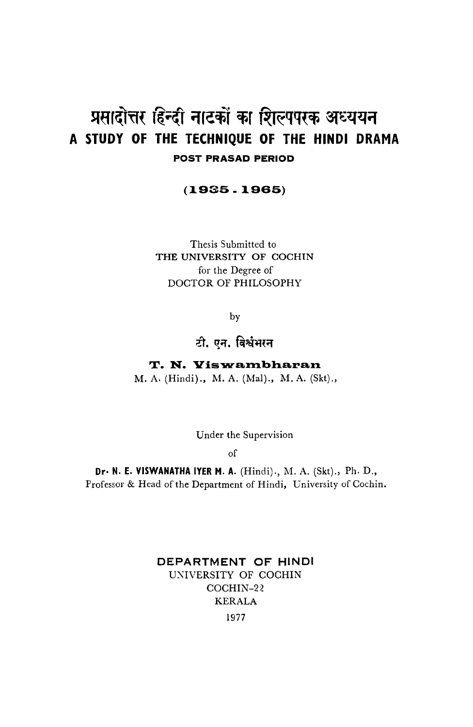# प्रसादोत्तर हिन्दी नाटकों का शिल्पपरक अध्ययन

# A STUDY OF THE TECHNIQUE OF THE HINDI DRAMA

**POST PRASAD PERIOD**

**(1935 - 1965)**

Thesis Submitted to
THE UNIVERSITY OF COCHIN
for the Degree of
DOCTOR OF PHILOSOPHY

by

टी. एन. विश्वंभरन

**T. N. Viswambharan**
M. A. (Hindi)., M. A. (Mal)., M. A. (Skt).,

Under the Supervision
of

**Dr. N. E. VISWANATHA IYER M. A.** (Hindi)., M. A. (Skt)., Ph. D.,
Professor & Head of the Department of Hindi, University of Cochin.

**DEPARTMENT OF HINDI**
UNIVERSITY OF COCHIN
COCHIN-22
KERALA
1977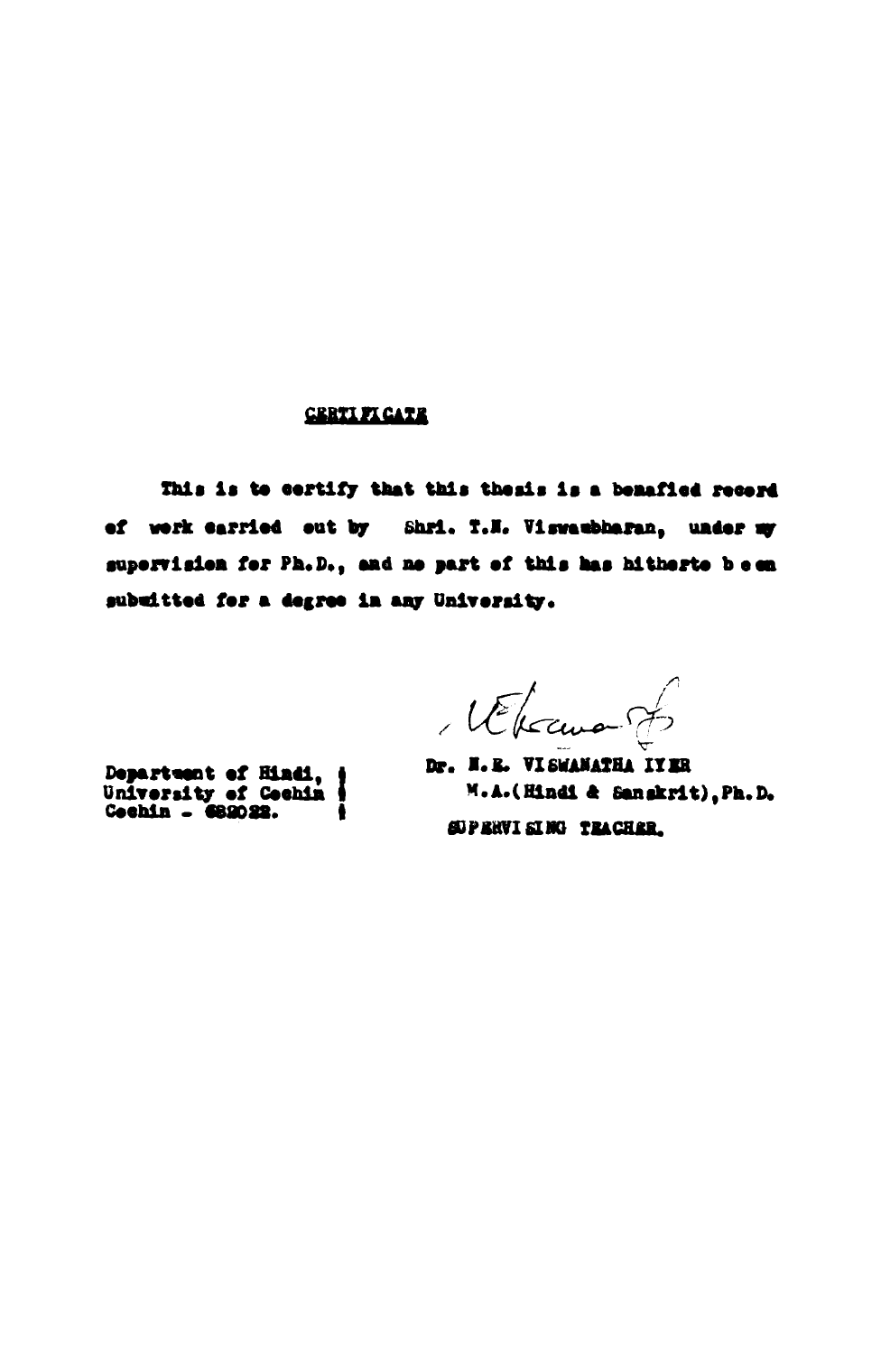## CERTIFICATE

This is to certify that this thesis is a bonafied record of work carried out by Shri. T.N. Viswambharan, under my supervision for Ph.D., and no part of this has hitherto been submitted for a degree in any University.

Department of Hindi,
University of Cochin
Cochin - 682022.

Dr. N.E. VISWANATHA IYER
M.A.(Hindi & Sanskrit), Ph.D.
SUPERVISING TEACHER.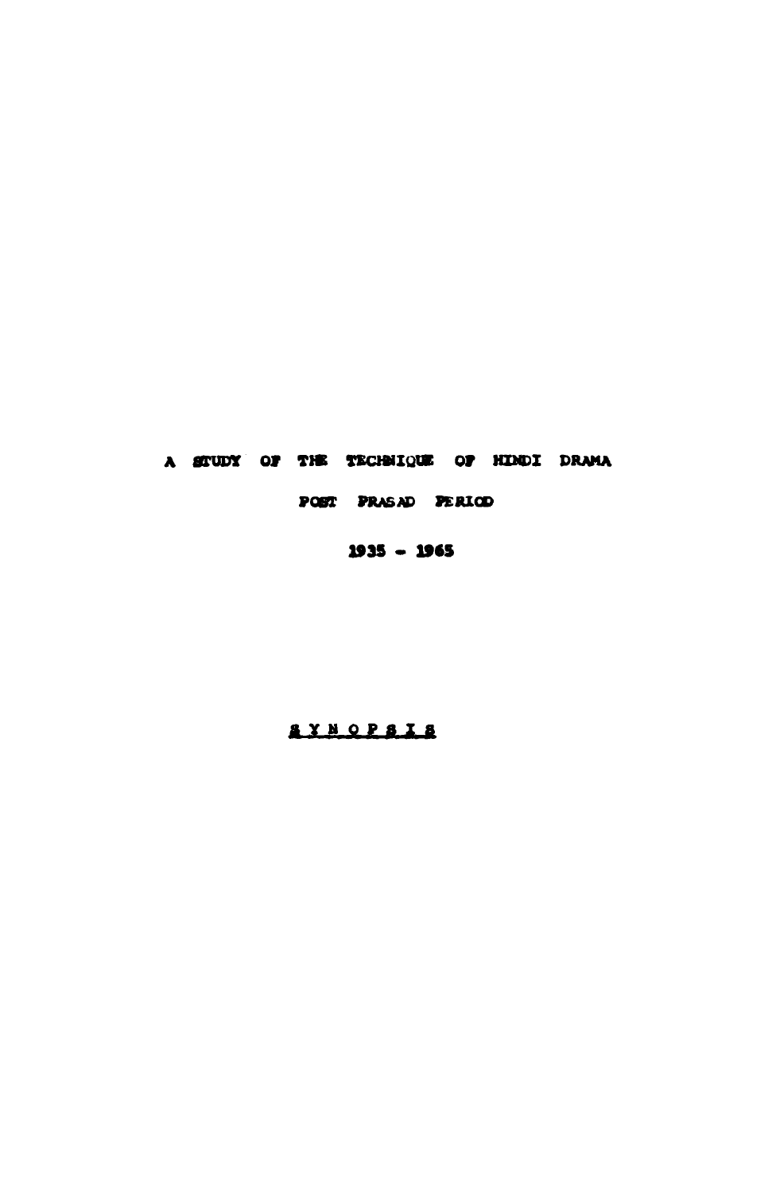# A STUDY OF THE TECHNIQUE OF HINDI DRAMA

## POST PRASAD PERIOD

## 1935 - 1965

## SYNOPSIS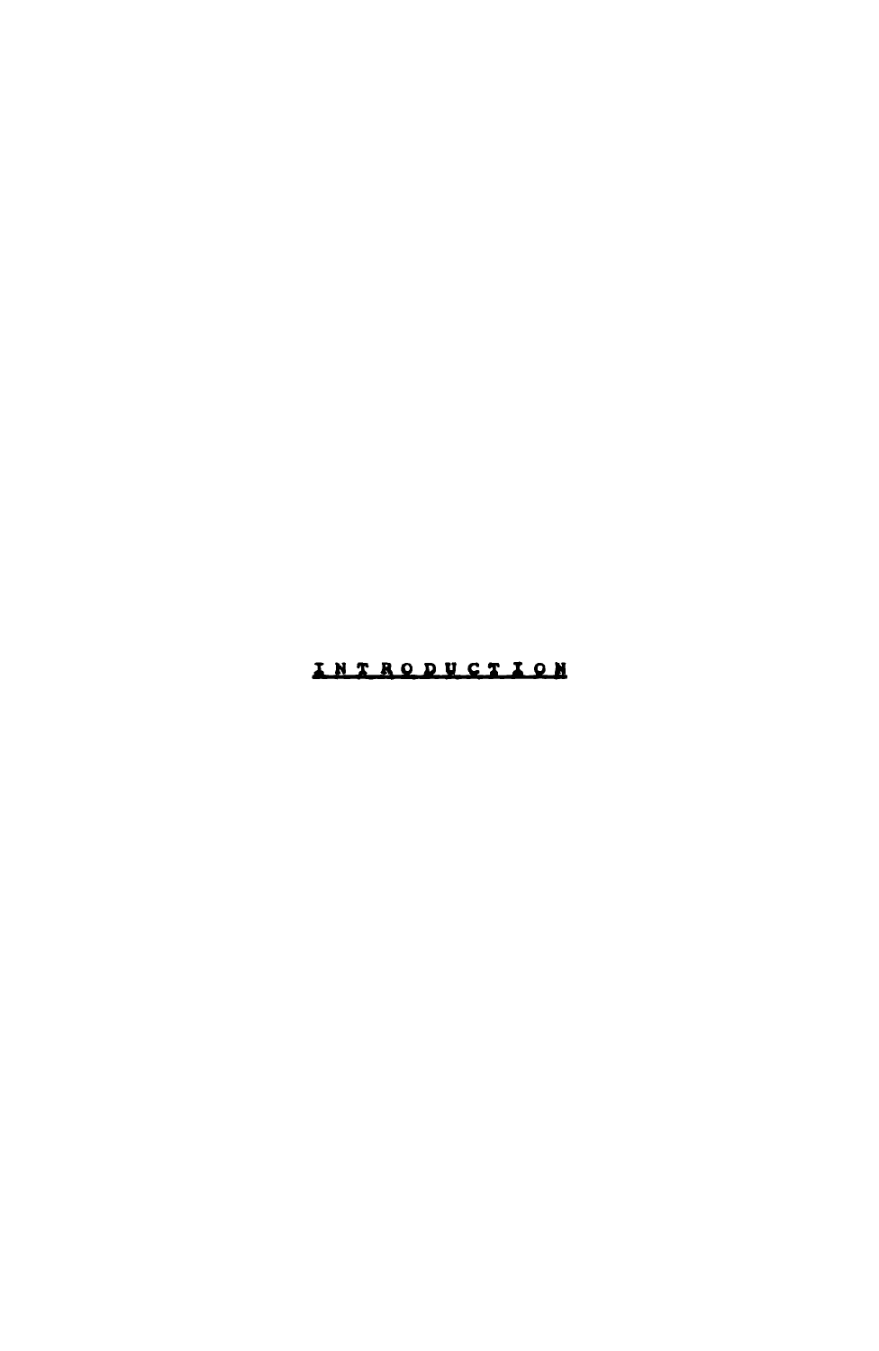# INTRODUCTION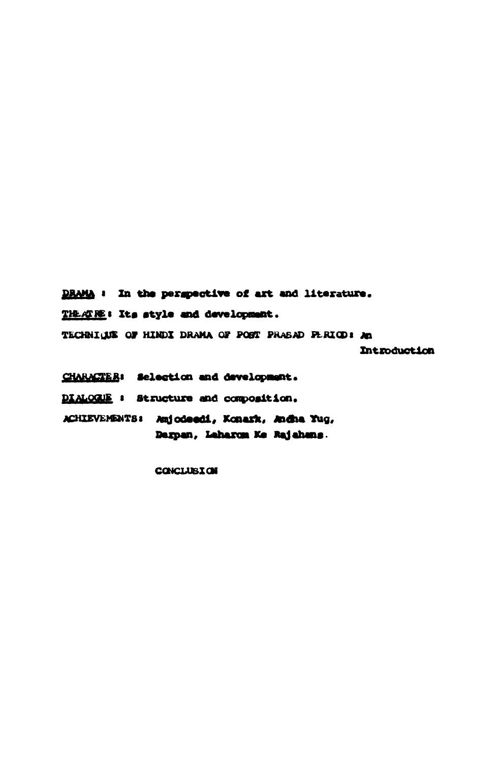DRAMA : In the perspective of art and literature.

THEATRE: Its style and development.

TECHNIQUE OF HINDI DRAMA OF POST PRASAD PERIOD: An Introduction

CHARACTER: Selection and development.

DIALOGUE : Structure and composition.

ACHIEVEMENTS: Amjodeedi, Konark, Andha Yug, Darpan, Laharon Ke Rajahans.

CONCLUSION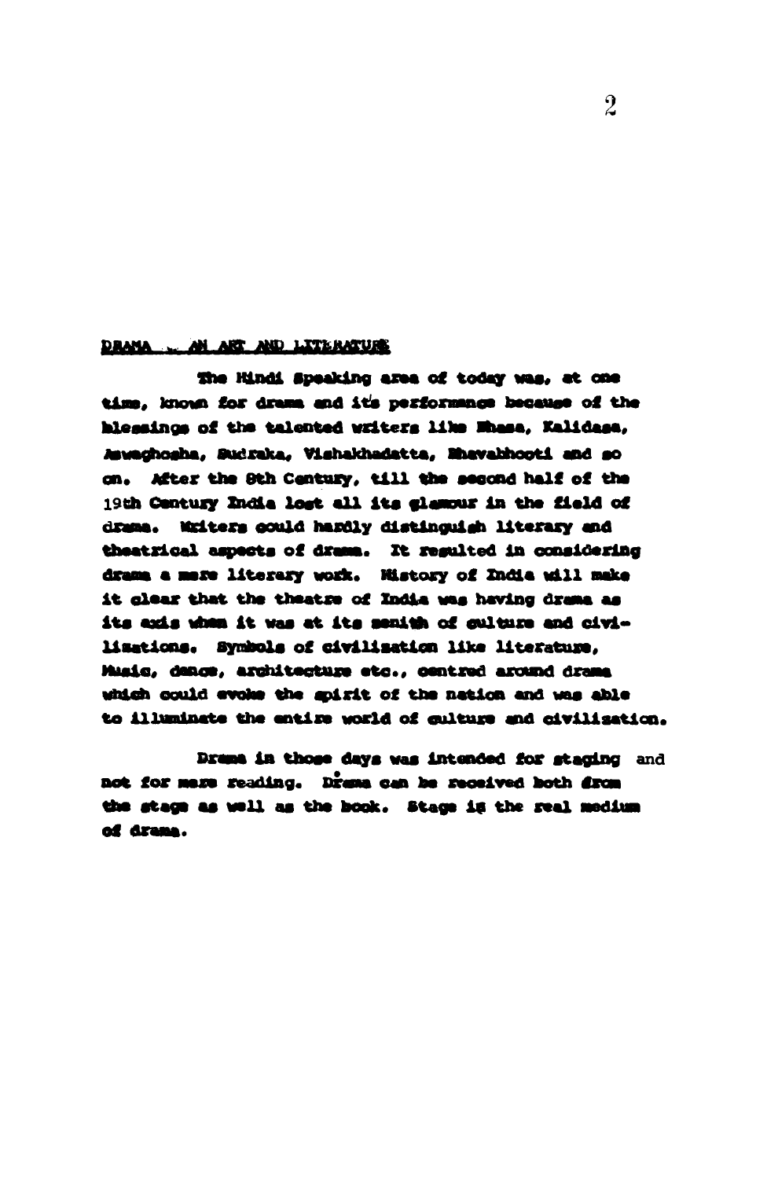## DRAMA – AN ART AND LITERATURE

The Hindi Speaking area of today was, at one time, known for drama and it's performance because of the blessings of the talented writers like Bhasa, Kalidasa, Aswaghosha, Sudraka, Vishakhadatta, Bhavabhooti and so on. After the 8th Century, till the second half of the 19th Century India lost all its glamour in the field of drama. Writers could hardly distinguish literary and theatrical aspects of drama. It resulted in considering drama a mere literary work. History of India will make it clear that the theatre of India was having drama as its axis when it was at its zenith of culture and civilisations. Symbols of civilisation like literature, Music, dance, architecture etc., centred around drama which could evoke the spirit of the nation and was able to illuminate the entire world of culture and civilisation.

Drama in those days was intended for staging and not for mere reading. Drama can be received both from the stage as well as the book. Stage is the real medium of drama.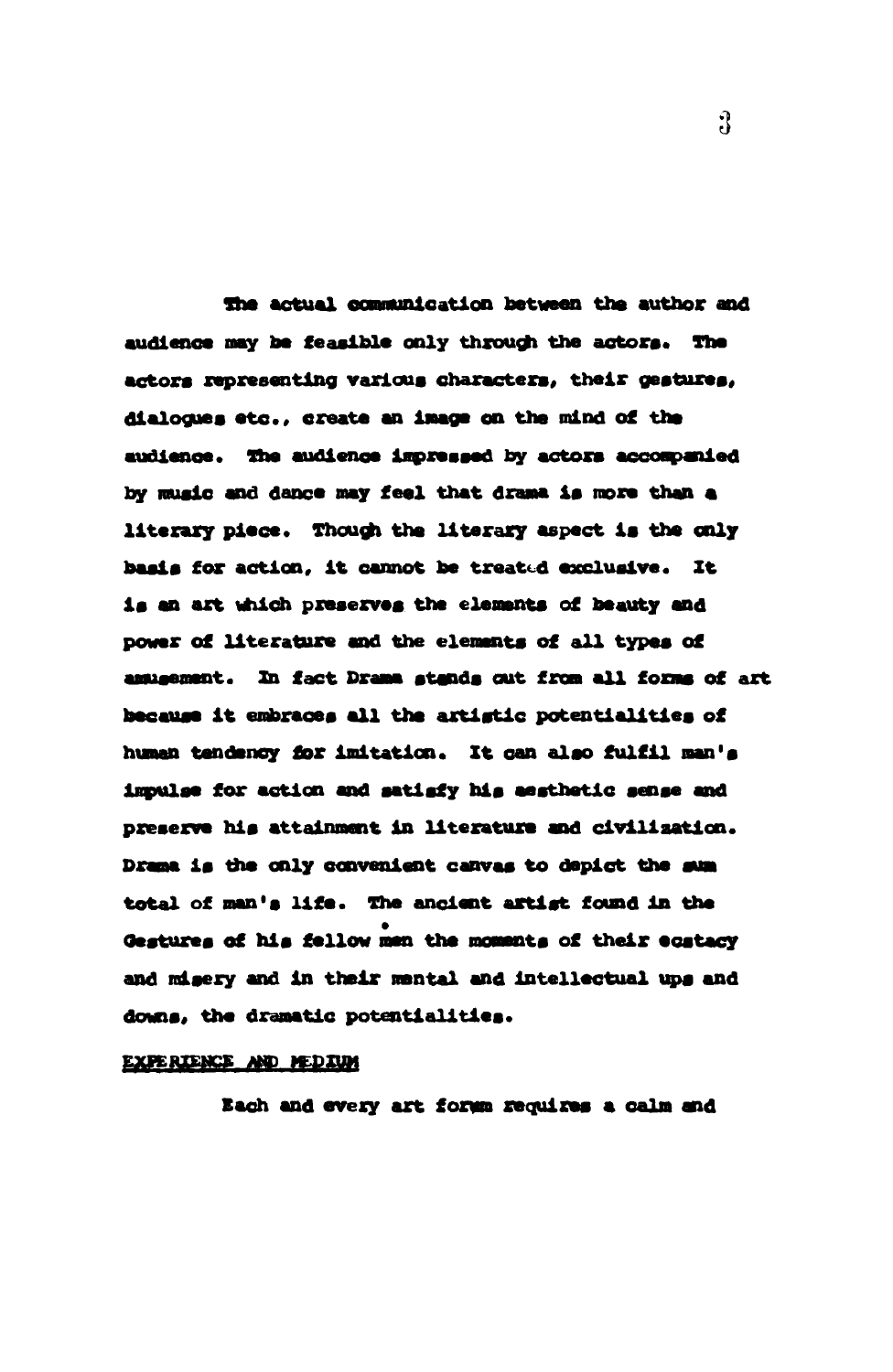The actual communication between the author and audience may be feasible only through the actors. The actors representing various characters, their gestures, dialogues etc., create an image on the mind of the audience. The audience impressed by actors accompanied by music and dance may feel that drama is more than a literary piece. Though the literary aspect is the only basis for action, it cannot be treated exclusive. It is an art which preserves the elements of beauty and power of literature and the elements of all types of amusement. In fact Drama stands out from all forms of art because it embraces all the artistic potentialities of human tendency for imitation. It can also fulfil man's impulse for action and satisfy his aesthetic sense and preserve his attainment in literature and civilisation. Drama is the only convenient canvas to depict the sum total of man's life. The ancient artist found in the Gestures of his fellow men the moments of their ecstacy and misery and in their mental and intellectual ups and downs, the dramatic potentialities.

## EXPERIENCE AND MEDIUM

Each and every art form requires a calm and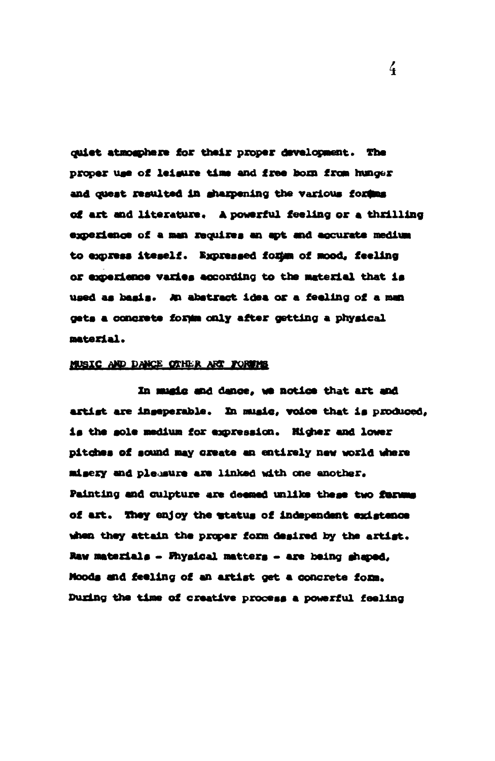quiet atmosphere for their proper development. The proper use of leisure time and free born from hunger and quest resulted in sharpening the various forms of art and literature. A powerful feeling or a thrilling experience of a man requires an apt and accurate medium to express iteself. Expressed form of mood, feeling or experience varies according to the material that is used as basis. An abstract idea or a feeling of a man gets a concrete form only after getting a physical material.

## MUSIC AND DANCE OTHER ART FORMS

In music and dance, we notice that art and artist are inseperable. In music, voice that is produced, is the sole medium for expression. Higher and lower pitches of sound may create an entirely new world where misery and pleasure are linked with one another. Painting and culpture are deemed unlike these two forms of art. They enjoy the status of independent existence when they attain the proper form desired by the artist. Raw materials - Physical matters - are being shaped, Moods and feeling of an artist get a concrete form. During the time of creative process a powerful feeling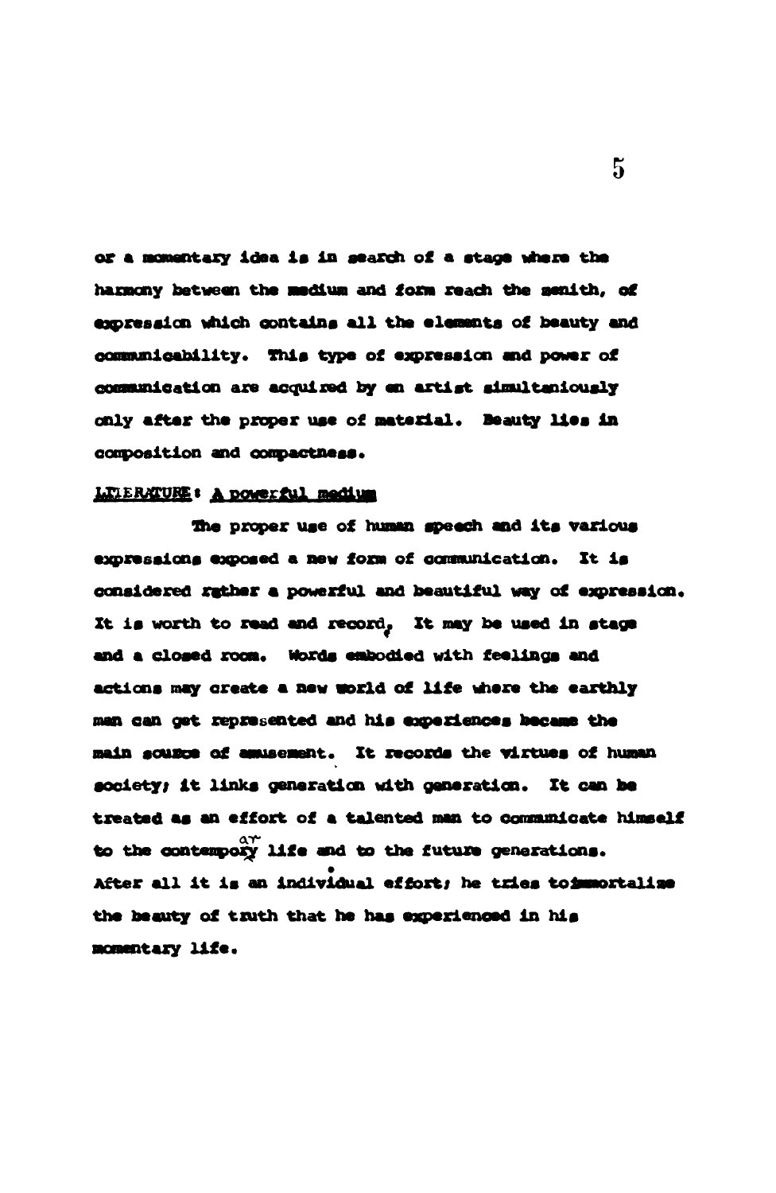or a momentary idea is in search of a stage where the harmony between the medium and form reach the zenith, of expression which contains all the elements of beauty and communicability. This type of expression and power of communication are acquired by an artist simultaniously only after the proper use of material. Beauty lies in composition and compactness.

**LITERATURE: A powerful medium**

The proper use of human speech and its various expressions exposed a new form of communication. It is considered rather a powerful and beautiful way of expression. It is worth to read and record. It may be used in stage and a closed room. Words embodied with feelings and actions may create a new world of life where the earthly man can get represented and his experiences became the main source of amusement. It records the virtues of human society; it links generation with generation. It can be treated as an effort of a talented man to communicate himself to the contemporary life and to the future generations. After all it is an individual effort; he tries to immortalize the beauty of truth that he has experienced in his momentary life.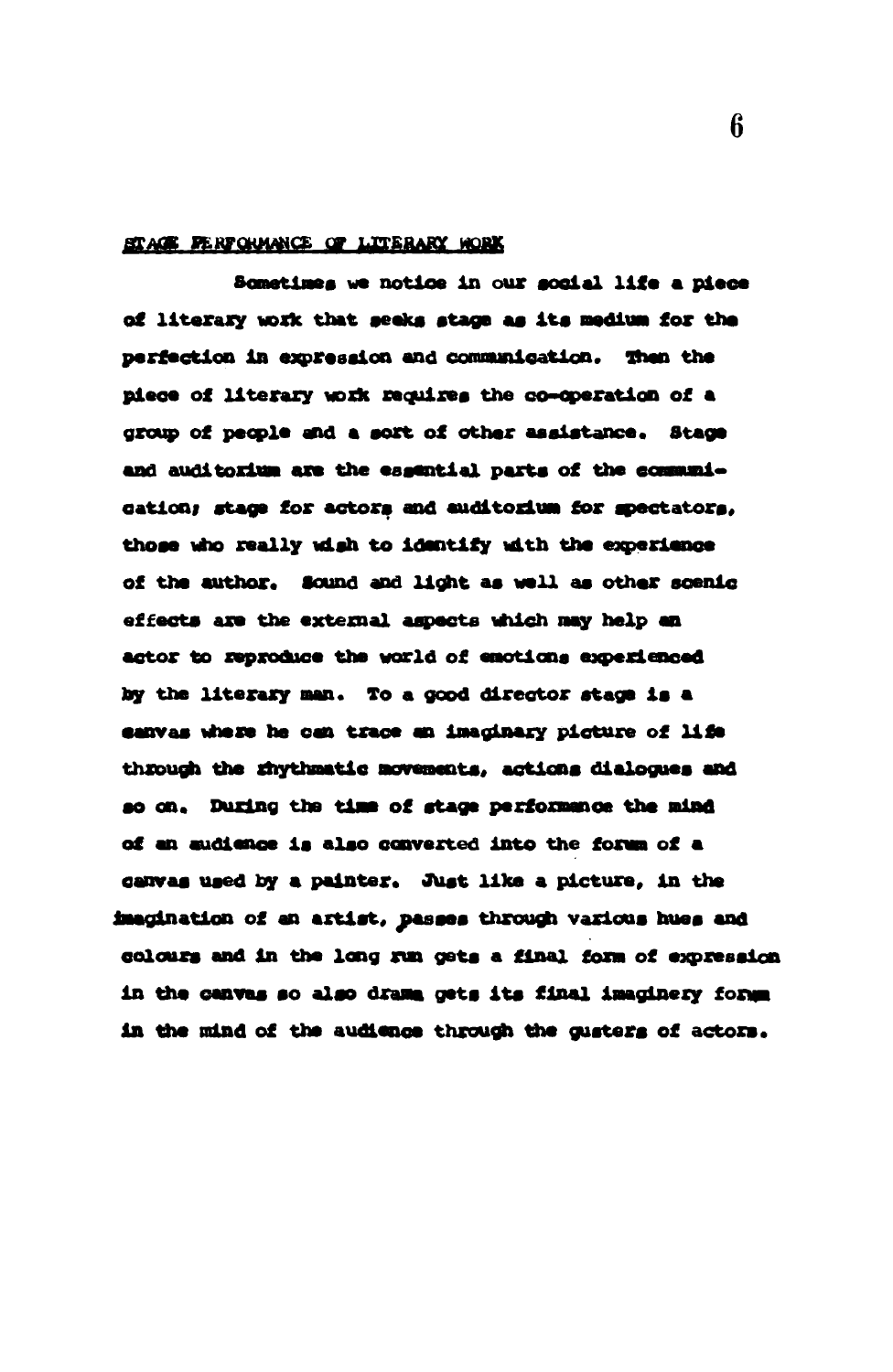## STAGE PERFORMANCE OF LITERARY WORK

Sometimes we notice in our social life a piece of literary work that seeks stage as its medium for the perfection in expression and communication. Then the piece of literary work requires the co-operation of a group of people and a sort of other assistance. Stage and auditorium are the essential parts of the communication; stage for actors and auditorium for spectators, those who really wish to identify with the experience of the author. Sound and light as well as other scenic effects are the external aspects which may help an actor to reproduce the world of emotions experienced by the literary man. To a good director stage is a canvas where he can trace an imaginary picture of life through the rhythmatic movements, actions dialogues and so on. During the time of stage performance the mind of an audience is also converted into the forum of a canvas used by a painter. Just like a picture, in the imagination of an artist, passes through various hues and colours and in the long run gets a final form of expression in the canvas so also drama gets its final imaginery form in the mind of the audience through the gusters of actors.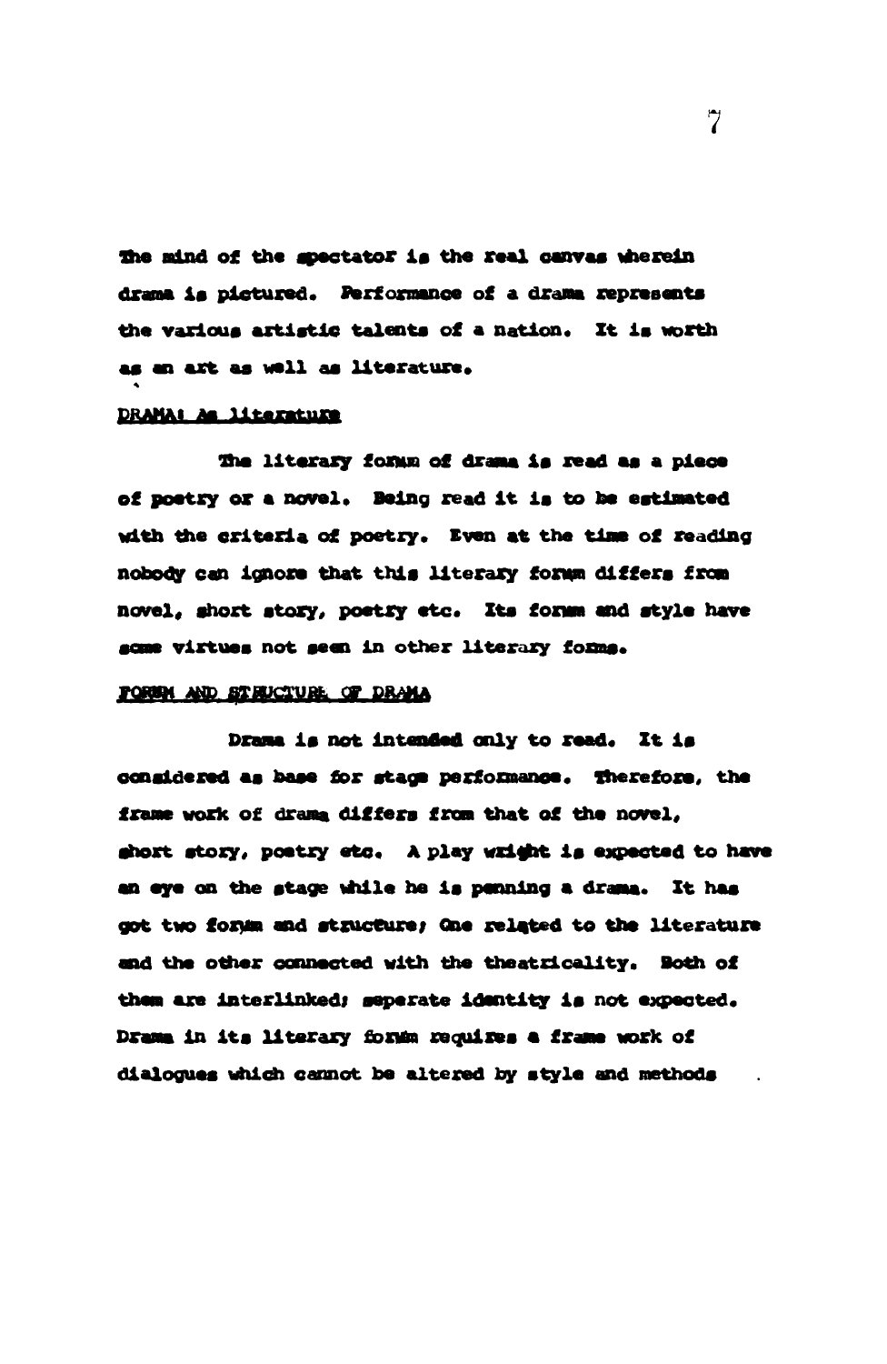The mind of the spectator is the real canvas wherein drama is pictured. Performance of a drama represents the various artistic talents of a nation. It is worth as an art as well as literature.

DRAMA: As literature

The literary forum of drama is read as a piece of poetry or a novel. Being read it is to be estimated with the criteria of poetry. Even at the time of reading nobody can ignore that this literary forum differs from novel, short story, poetry etc. Its forum and style have some virtues not seen in other literary forms.

FORUM AND STRUCTURE OF DRAMA

Drama is not intended only to read. It is considered as base for stage performance. Therefore, the frame work of drama differs from that of the novel, short story, poetry etc. A play wright is expected to have an eye on the stage while he is penning a drama. It has got two forum and structure; One related to the literature and the other connected with the theatricality. Both of them are interlinked; seperate identity is not expected. Drama in its literary forum requires a frame work of dialogues which cannot be altered by style and methods .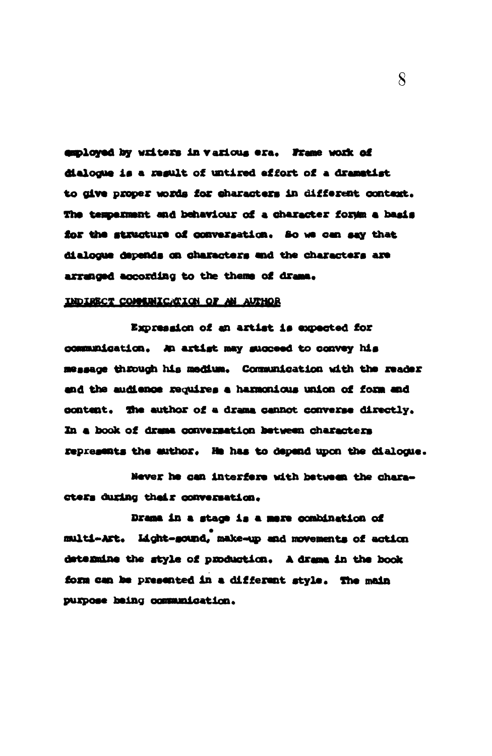employed by writers in various era. Frame work of dialogue is a result of untired effort of a dramatist to give proper words for characters in different context. The temperament and behaviour of a character form a basis for the structure of conversation. So we can say that dialogue depends on characters and the characters are arranged according to the theme of drama.

INDIRECT COMMUNICATION OF AN AUTHOR

Expression of an artist is expected for communication. An artist may succeed to convey his message through his medium. Communication with the reader and the audience requires a harmonious union of form and content. The author of a drama cannot converse directly. In a book of drama conversation between characters represents the author. He has to depend upon the dialogue.

Never he can interfere with between the characters during their conversation.

Drama in a stage is a mere combination of multi-Art. Light-sound, make-up and movements of action determine the style of production. A drama in the book form can be presented in a different style. The main purpose being communication.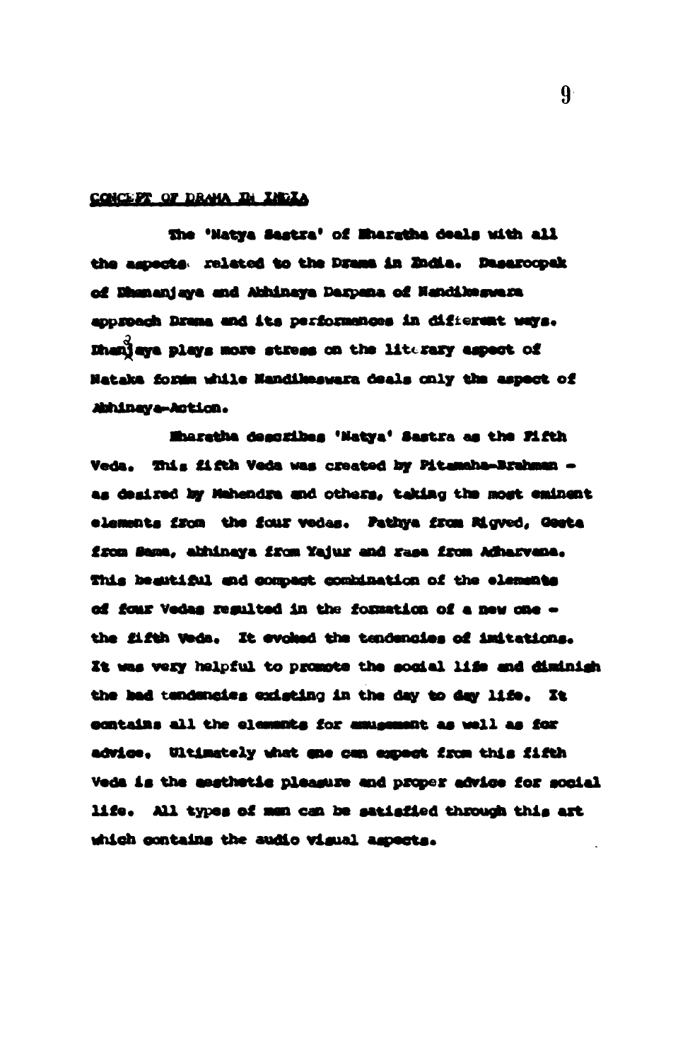## CONCEPT OF DRAMA IN INDIA

The 'Natya Sastra' of Bharatha deals with all the aspects related to the Drama in India. Dasaroopak of Dhananjaya and Abhinaya Darpana of Nandikeswara approach Drama and its performances in different ways. Dhanjaya plays more stress on the literary aspect of Nataka form while Nandikeswara deals only the aspect of Abhinaya-Action.

Bharatha describes 'Natya' Sastra as the Fifth Veda. This fifth Veda was created by Pitamaha-Brahman - as desired by Mahendra and others, taking the most eminent elements from the four vedas. Pathya from Rigved, Geeta from Sama, abhinaya from Yajur and rasa from Adharvana. This beautiful and compact combination of the elements of four Vedas resulted in the formation of a new one - the fifth Veda. It evoked the tendencies of imitations. It was very helpful to promote the social life and diminish the bad tendencies existing in the day to day life. It contains all the elements for amusement as well as for advice. Ultimately what one can expect from this fifth Veda is the aesthetic pleasure and proper advice for social life. All types of men can be satisfied through this art which contains the audio visual aspects.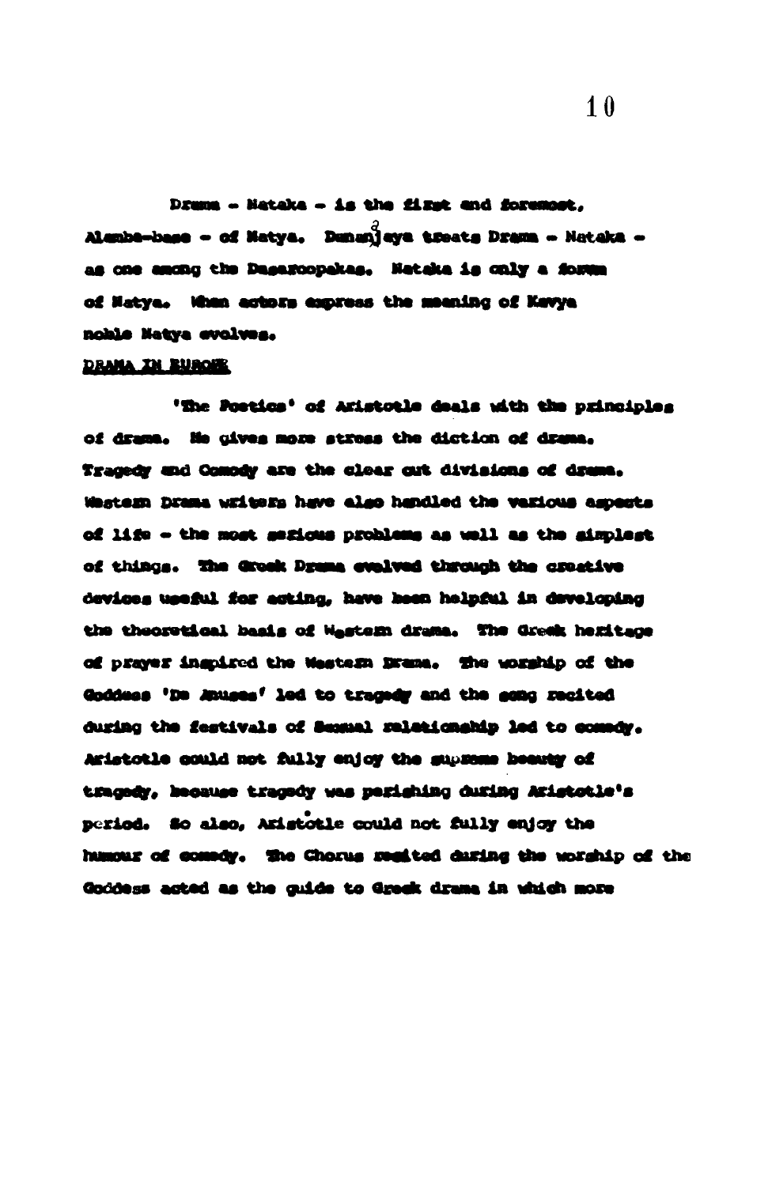Drama - Nataka - is the first and foremost, Alamba-base - of Natya. Dananjaya treats Drama - Nataka - as one among the Dasaroopakas. Nataka is only a forum of Natya. When actors express the meaning of Kavya noble Natya evolves.

## DRAMA IN EUROPE

'The Poetics' of Aristotle deals with the principles of drama. He gives more stress the diction of drama. Tragedy and Comedy are the clear cut divisions of drama. Western Drama writers have also handled the various aspects of life - the most serious problems as well as the simplest of things. The Greek Drama evolved through the creative devices useful for acting, have been helpful in developing the theoretical basis of Western drama. The Greek heritage of prayer inspired the Western Drama. The worship of the Goddess 'De Anuses' led to tragedy and the song recited during the festivals of Sexual relationship led to comedy. Aristotle could not fully enjoy the supreme beauty of tragedy, because tragedy was perishing during Aristotle's period. So also, Aristotle could not fully enjoy the humour of comedy. The Chorus recited during the worship of the Goddess acted as the guide to Greek drama in which more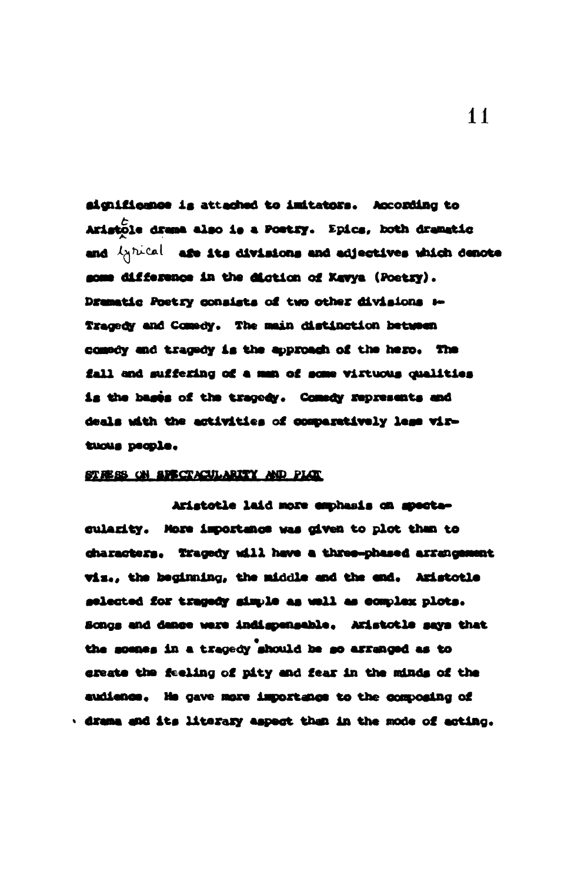significance is attached to imitators. According to Aristotle drama also is a Poetry. Epics, both dramatic and lyrical are its divisions and adjectives which denote some difference in the diction of Kavya (Poetry). Dramatic Poetry consists of two other divisions :- Tragedy and Comedy. The main distinction between comedy and tragedy is the approach of the hero. The fall and suffering of a man of some virtuous qualities is the bases of the tragedy. Comedy represents and deals with the activities of comparatively less virtuous people.

STRESS ON SPECTACULARITY AND PLOT

Aristotle laid more emphasis on spectacularity. More importance was given to plot than to characters. Tragedy will have a three-phased arrangement viz., the beginning, the middle and the end. Aristotle selected for tragedy simple as well as complex plots. Songs and dance were indispensable. Aristotle says that the scenes in a tragedy should be so arranged as to create the feeling of pity and fear in the minds of the audience. He gave more importance to the composing of drama and its literary aspect than in the mode of acting.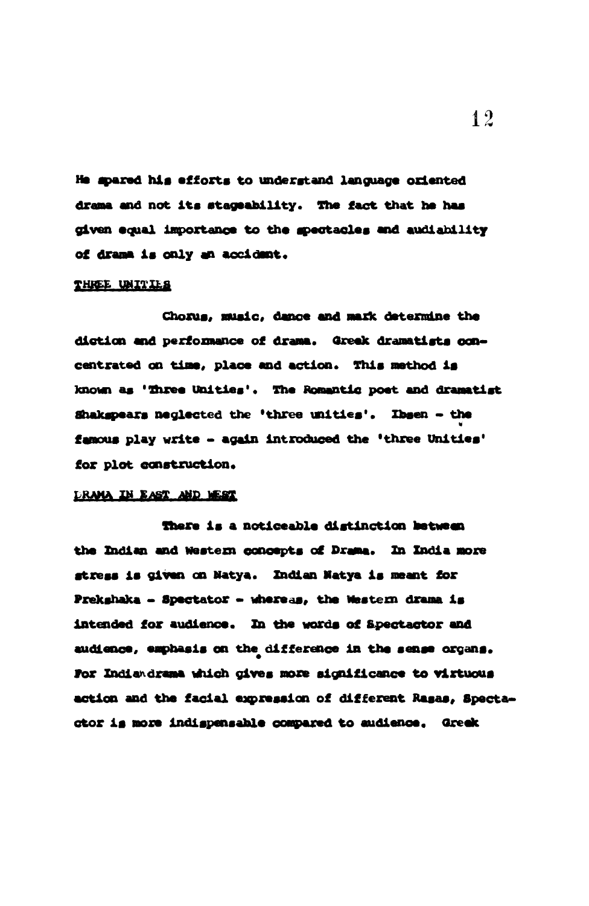He spared his efforts to understand language oriented drama and not its stageability. The fact that he has given equal importance to the spectacles and audiability of drama is only an accident.

THREE UNITIES

Chorus, music, dance and mark determine the diction and performance of drama. Greek dramatists concentrated on time, place and action. This method is known as 'Three Unities'. The Romantic poet and dramatist Shakspeare neglected the 'three unities'. Ibsen - the famous play write - again introduced the 'three Unities' for plot construction.

DRAMA IN EAST AND WEST

There is a noticeable distinction between the Indian and Western concepts of Drama. In India more stress is given on Natya. Indian Natya is meant for Prekshaka - Spectator - whereas, the Western drama is intended for audience. In the words of Spectactor and audience, emphasis on the difference in the sense organs. For Indian drama which gives more significance to virtuous action and the facial expression of different Rasas, Spectactor is more indispensable compared to audience. Greek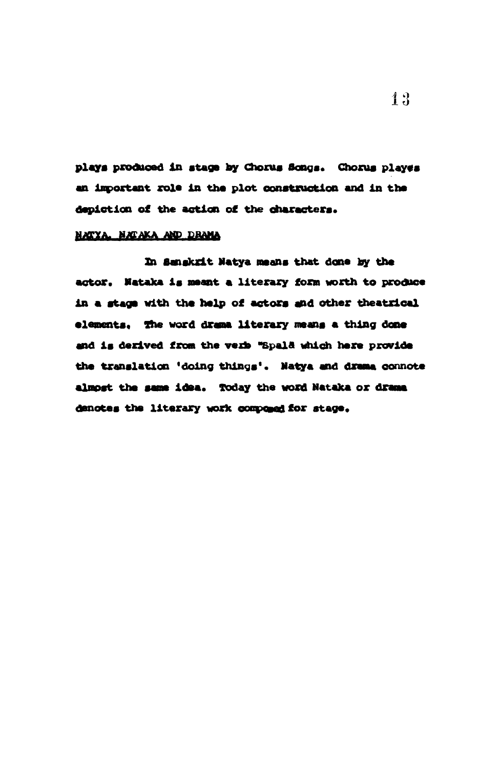plays produced in stage by Chorus Songs. Chorus playes an important role in the plot construction and in the depiction of the action of the characters.

NATYA, NATAKA AND DRAMA

In Sanskrit Natya means that done by the actor. Nataka is meant a literary form worth to produce in a stage with the help of actors and other theatrical elements. The word drama literary means a thing done and is derived from the verb "Spalā which here provide the translation 'doing things'. Natya and drama connote almost the same idea. Today the word Nataka or drama denotes the literary work composed for stage.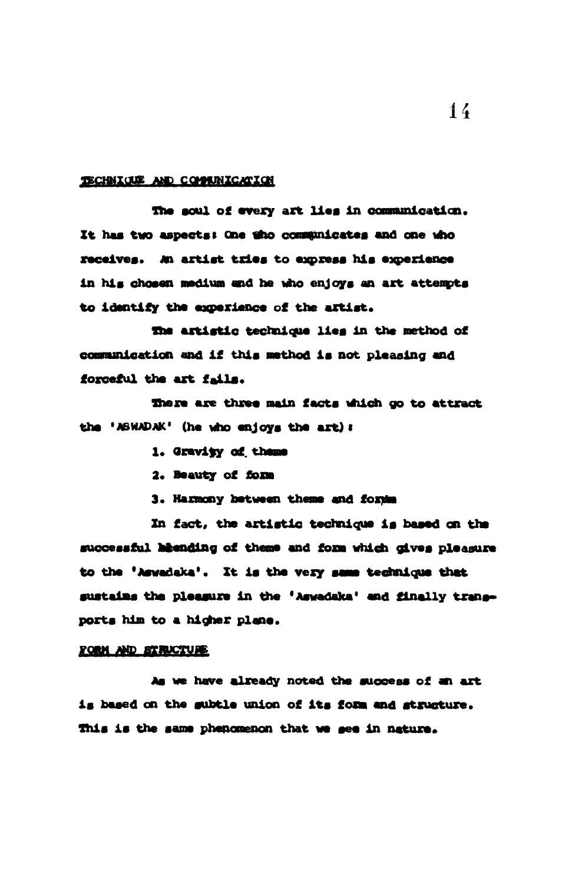## TECHNIQUE AND COMMUNICATION

The soul of every art lies in communication. It has two aspects: One who communicates and one who receives. An artist tries to express his experience in his chosen medium and he who enjoys an art attempts to identify the experience of the artist.

The artistic technique lies in the method of communication and if this method is not pleasing and forceful the art fails.

There are three main facts which go to attract the 'ASWADAK' (he who enjoys the art):

1. Gravity of theme
2. Beauty of form
3. Harmony between theme and form

In fact, the artistic technique is based on the successful blending of theme and form which gives pleasure to the 'Aswadaka'. It is the very same technique that sustains the pleasure in the 'Aswadaka' and finally transports him to a higher plane.

## FORM AND STRUCTURE

As we have already noted the success of an art is based on the subtle union of its form and structure. This is the same phenomenon that we see in nature.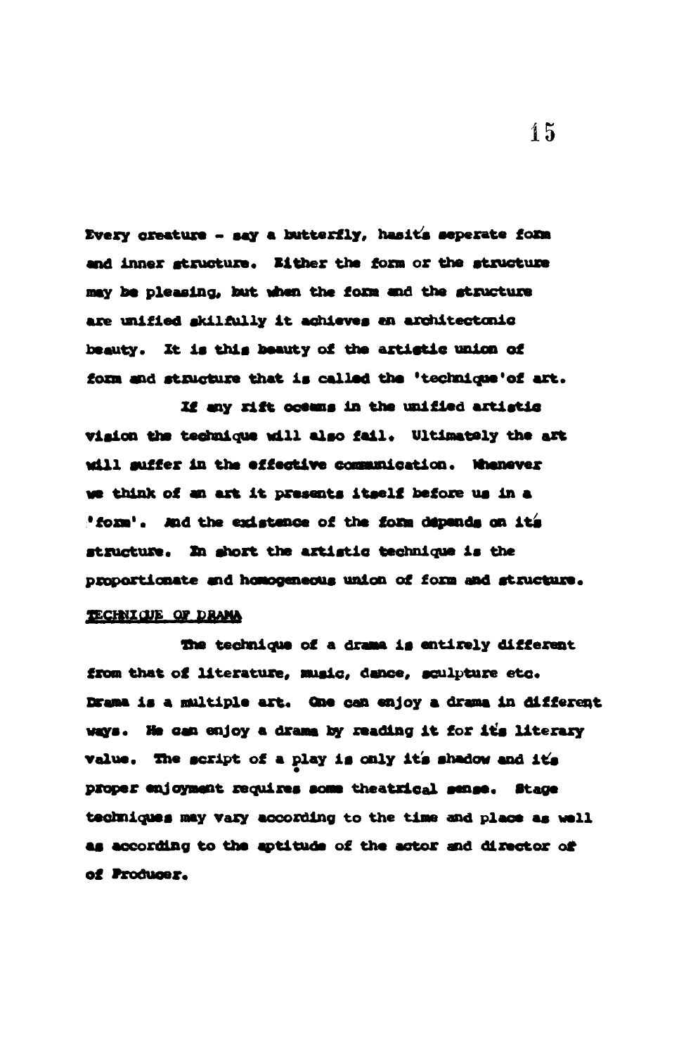Every creature - say a butterfly, has it's seperate form and inner structure. Either the form or the structure may be pleasing, but when the form and the structure are unified skilfully it achieves an architectonic beauty. It is this beauty of the artistic union of form and structure that is called the 'technique' of art.

If any rift occurs in the unified artistic vision the technique will also fail. Ultimately the art will suffer in the effective communication. Whenever we think of an art it presents itself before us in a 'form'. And the existence of the form depends on it's structure. In short the artistic technique is the proportionate and homogeneous union of form and structure.

TECHNIQUE OF DRAMA

The technique of a drama is entirely different from that of literature, music, dance, sculpture etc. Drama is a multiple art. One can enjoy a drama in different ways. He can enjoy a drama by reading it for it's literary value. The script of a play is only it's shadow and it's proper enjoyment requires some theatrical sense. Stage techniques may vary according to the time and place as well as according to the aptitude of the actor and director of of Producer.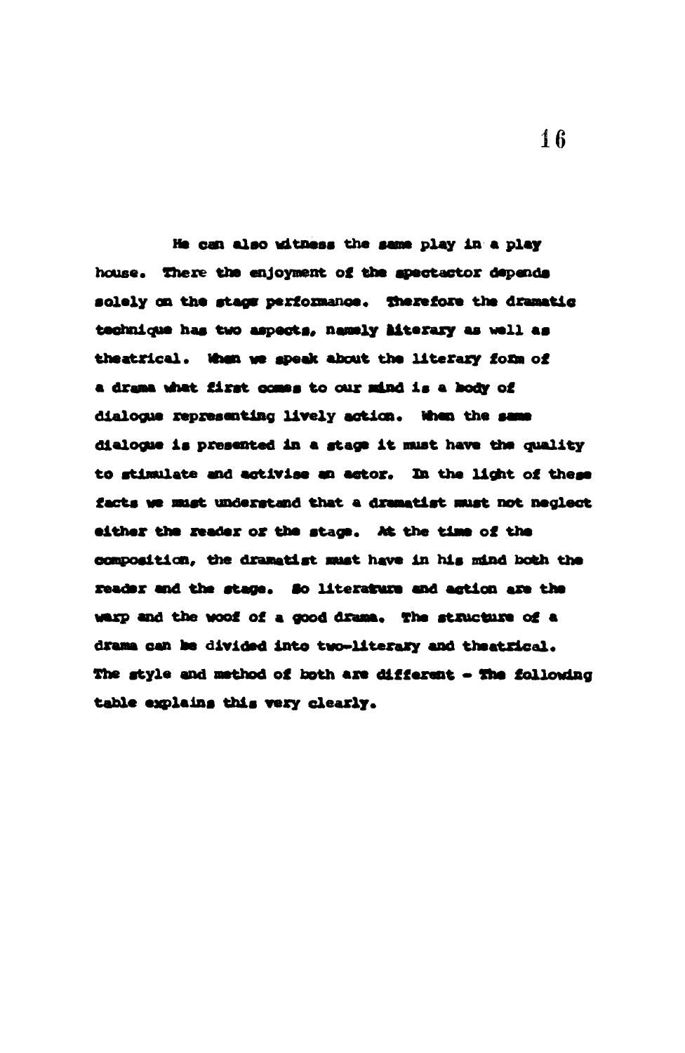He can also witness the same play in a play house. There the enjoyment of the spectactor depends solely on the stage performance. Therefore the dramatic technique has two aspects, namely literary as well as theatrical. When we speak about the literary form of a drama what first comes to our mind is a body of dialogue representing lively action. When the same dialogue is presented in a stage it must have the quality to stimulate and activise an actor. In the light of these facts we must understand that a dramatist must not neglect either the reader or the stage. At the time of the composition, the dramatist must have in his mind both the reader and the stage. So literature and action are the warp and the woof of a good drama. The structure of a drama can be divided into two-literary and theatrical. The style and method of both are different - The following table explains this very clearly.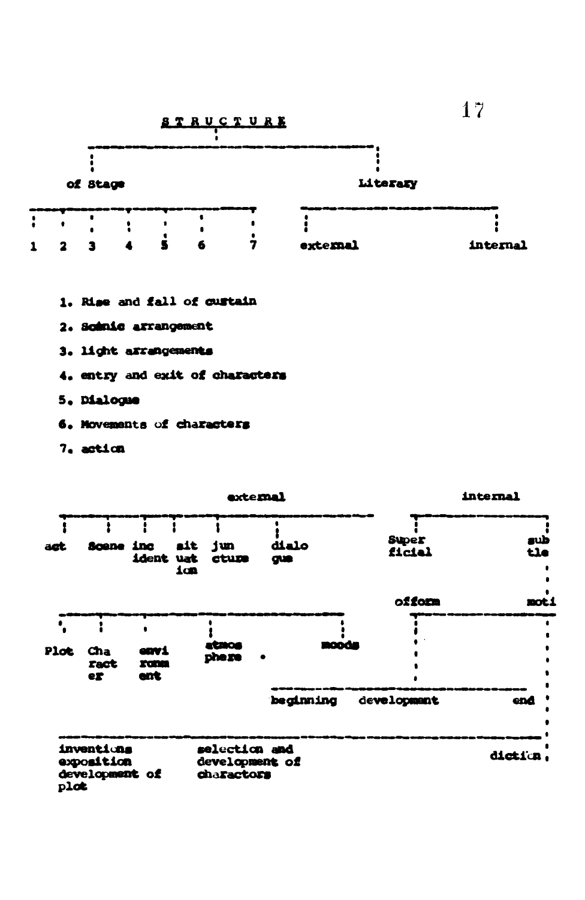**STRUCTURE**

- of Stage
  - 1
  - 2
  - 3
  - 4
  - 5
  - 6
  - 7
- Literary
  - external
  - internal

1. Rise and fall of curtain
2. Scenic arrangement
3. light arrangements
4. entry and exit of characters
5. Dialogue
6. Movements of characters
7. action

- external
  - act
  - Scene
  - incident
  - situation
  - juncture
  - dialogue
- internal
  - Superficial
  - subtle

of form

moti

- Plot
- Character
- environment
- atmosphere
- moods

beginning development end

inventions exposition development of plot

selection and development of charactors

diction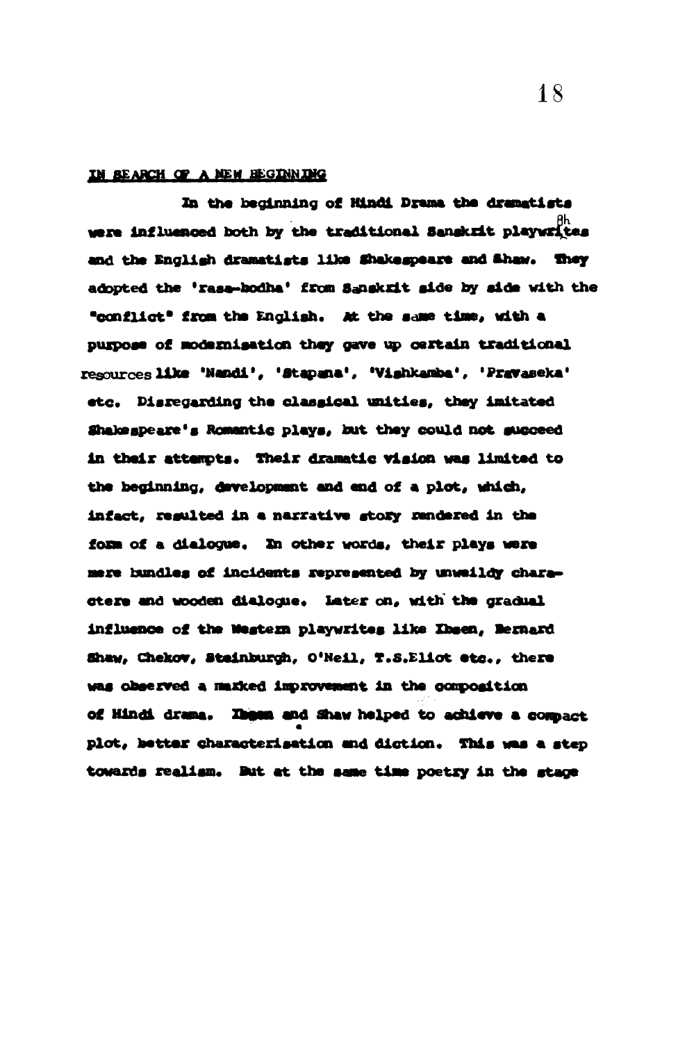## IN SEARCH OF A NEW BEGINNING

In the beginning of Hindi Drama the dramatists were influenced both by the traditional Sanskrit playwrites and the English dramatists like Shakespeare and Shaw. They adopted the 'rasa-bodha' from Sanskrit side by side with the "conflict" from the English. At the same time, with a purpose of modernisation they gave up certain traditional resources like 'Nandi', 'Stapana', 'Vishkamba', 'Pravaseka' etc. Disregarding the classical unities, they imitated Shakespeare's Romantic plays, but they could not succeed in their attempts. Their dramatic vision was limited to the beginning, development and end of a plot, which, infact, resulted in a narrative story rendered in the form of a dialogue. In other words, their plays were mere bundles of incidents represented by unweildy characters and wooden dialogue. Later on, with the gradual influence of the Western playwrites like Ibsen, Bernard Shaw, Chekov, Steinburgh, O'Neil, T.S.Eliot etc., there was observed a marked improvement in the composition of Hindi drama. Ibsen and Shaw helped to achieve a compact plot, better characterisation and diction. This was a step towards realism. But at the same time poetry in the stage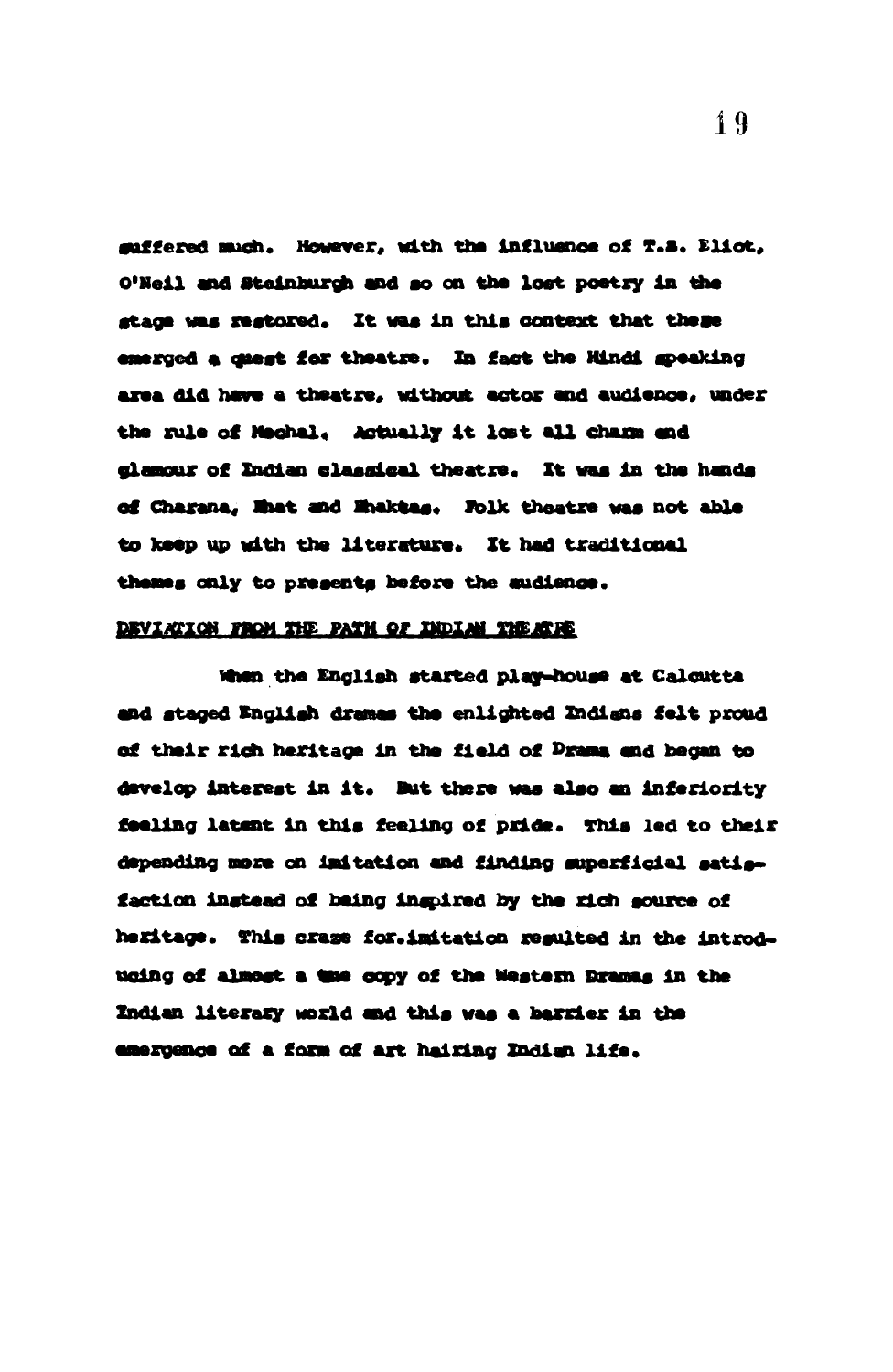suffered much. However, with the influence of T.S. Eliot, O'Neil and Steinburgh and so on the lost poetry in the stage was restored. It was in this context that these emerged a quest for theatre. In fact the Hindi speaking area did have a theatre, without actor and audience, under the rule of Mochal. Actually it lost all charm and glamour of Indian classical theatre. It was in the hands of Charana, Bhat and Bhaktas. Folk theatre was not able to keep up with the literature. It had traditional themes only to presents before the audience.

DEVIATION FROM THE PATH OF INDIAN THEATRE

When the English started play-house at Calcutta and staged English dramas the enlighted Indians felt proud of their rich heritage in the field of Drama and began to develop interest in it. But there was also an inferiority feeling latent in this feeling of pride. This led to their depending more on imitation and finding superficial satisfaction instead of being inspired by the rich source of heritage. This craze for.imitation resulted in the introducing of almost a true copy of the Western Dramas in the Indian literary world and this was a barrier in the emergence of a form of art hairing Indian life.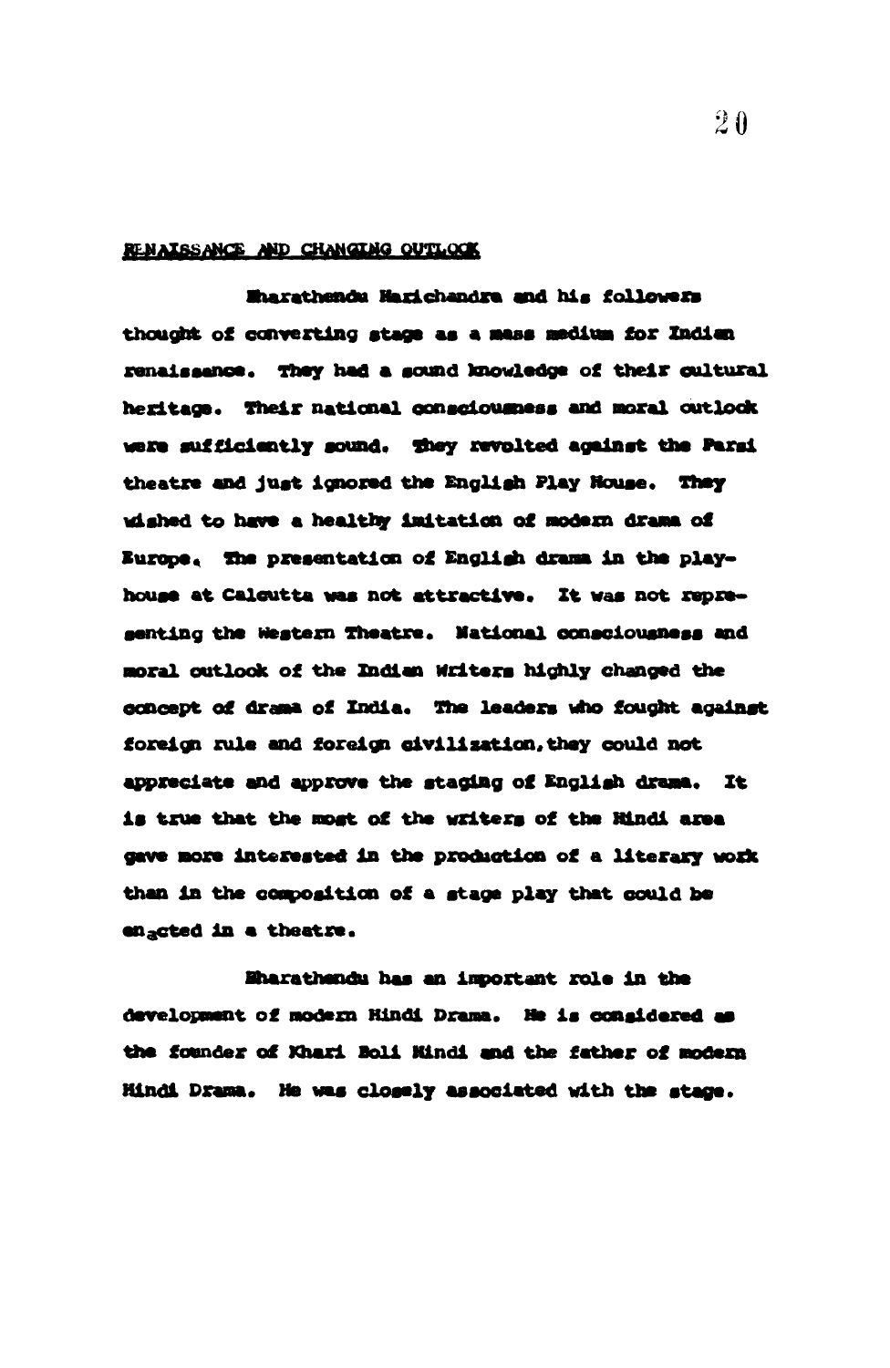## RENAISSANCE AND CHANGING OUTLOOK

Bharathendu Harichandra and his followers thought of converting stage as a mass medium for Indian renaissance. They had a sound knowledge of their cultural heritage. Their national consciousness and moral outlook were sufficiently sound. They revolted against the Parsi theatre and just ignored the English Play House. They wished to have a healthy imitation of modern drama of Europe. The presentation of English drama in the play-house at Calcutta was not attractive. It was not representing the Western Theatre. National consciousness and moral outlook of the Indian Writers highly changed the concept of drama of India. The leaders who fought against foreign rule and foreign civilization, they could not appreciate and approve the staging of English drama. It is true that the most of the writers of the Hindi area gave more interested in the production of a literary work than in the composition of a stage play that could be enacted in a theatre.

Bharathendu has an important role in the development of modern Hindi Drama. He is considered as the founder of Khari Boli Hindi and the father of modern Hindi Drama. He was closely associated with the stage.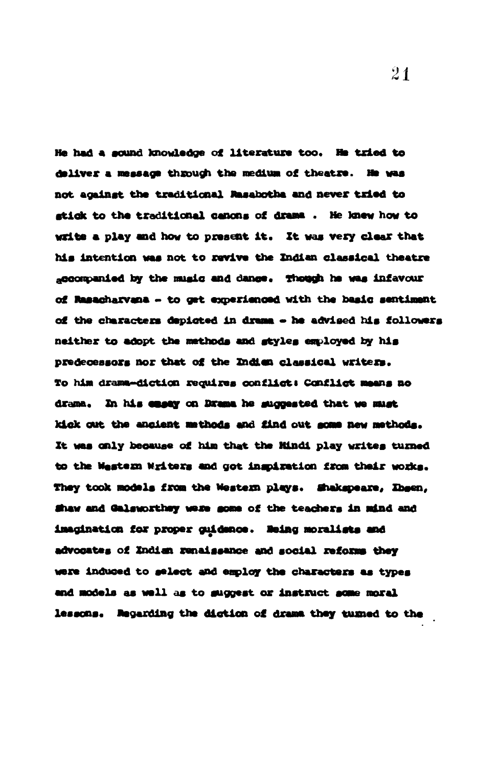He had a sound knowledge of literature too. He tried to deliver a message through the medium of theatre. He was not against the traditional Rasabotha and never tried to stick to the traditional canons of drama . He knew how to write a play and how to present it. It was very clear that his intention was not to revive the Indian classical theatre accompanied by the music and dance. Though he was infavour of Rasacharvana - to get experienced with the basic sentiment of the characters depicted in drama - he advised his followers neither to adopt the methods and styles employed by his predecessors nor that of the Indian classical writers. To him drama-diction requires conflict: Conflict means no drama. In his essay on Drama he suggested that we must kick out the ancient methods and find out some new methods. It was only because of him that the Hindi play writes turned to the Western Writers and got inspiration from their works. They took models from the Western plays. Shakspeare, Ibsen, Shaw and Galsworthey were some of the teachers in mind and imagination for proper guidance. Being moralists and advocates of Indian renaissance and social reforms they were induced to select and employ the characters as types and models as well as to suggest or instruct some moral lessons. Regarding the diction of drama they turned to the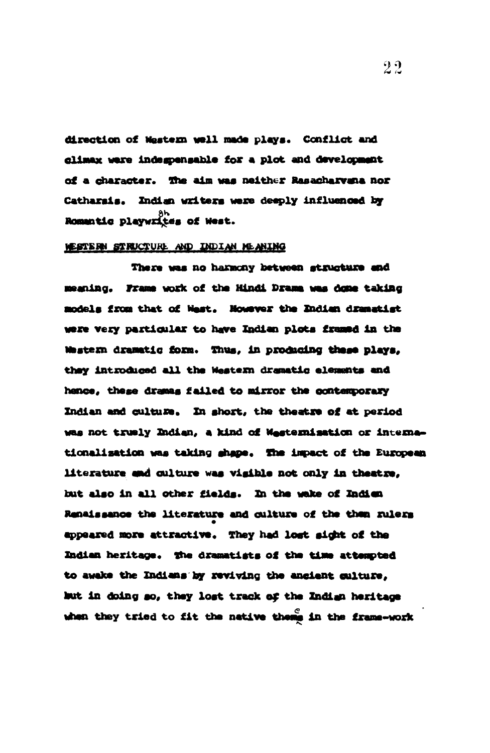direction of Western well made plays. Conflict and climax were indespensable for a plot and development of a character. The aim was neither Rasacharvana nor Catharsis. Indian writers were deeply influenced by Romantic playwrights of West.

WESTERN STRUCTURE AND INDIAN MEANING

There was no harmony between structure and meaning. Frame work of the Hindi Drama was done taking models from that of West. However the Indian dramatist were very particular to have Indian plots framed in the Western dramatic form. Thus, in producing these plays, they introduced all the Western dramatic elements and hence, these dramas failed to mirror the contemporary Indian and culture. In short, the theatre of at period was not truely Indian, a kind of Westernisation or internationalisation was taking shape. The impact of the European literature and culture was visible not only in theatre, but also in all other fields. In the wake of Indian Renaissance the literature and culture of the then rulers appeared more attractive. They had lost sight of the Indian heritage. The dramatists of the time attempted to awake the Indians by reviving the ancient culture, but in doing so, they lost track of the Indian heritage when they tried to fit the native theme in the frame-work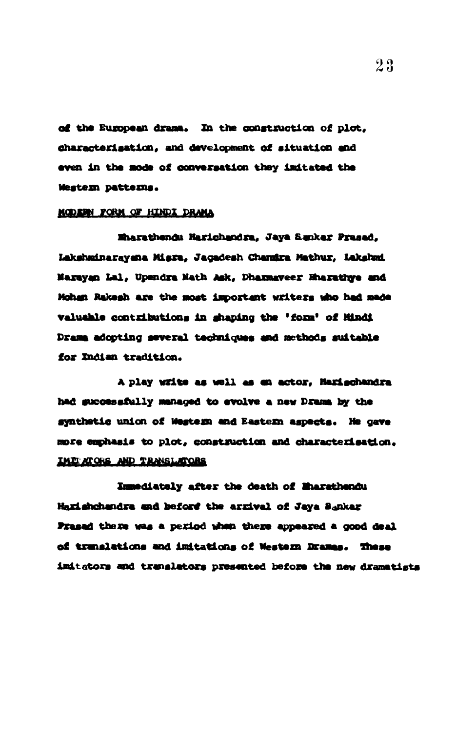of the European drama. In the construction of plot, characterisation, and development of situation and even in the mode of conversation they imitated the Western patterns.

MODERN FORM OF HINDI DRAMA

Bharathendu Harichandra, Jaya Sankar Prasad, Lakshminarayana Misra, Jagadesh Chandra Mathur, Lakshmi Narayan Lal, Upendra Nath Ask, Dharmaveer Bharathye and Mohan Rakesh are the most important writers who had made valuable contributions in shaping the 'form' of Hindi Drama adopting several techniques and methods suitable for Indian tradition.

A play write as well as an actor, Harischandra had successfully managed to evolve a new Drama by the synthetic union of Western and Eastern aspects. He gave more emphasis to plot, construction and characterisation.

IMITATORS AND TRANSLATORS

Immediately after the death of Bharathendu Harishchandra and beford the arrival of Jaya Sankar Prasad there was a period when there appeared a good deal of translations and imitations of Western Dramas. These imitators and translators presented before the new dramatists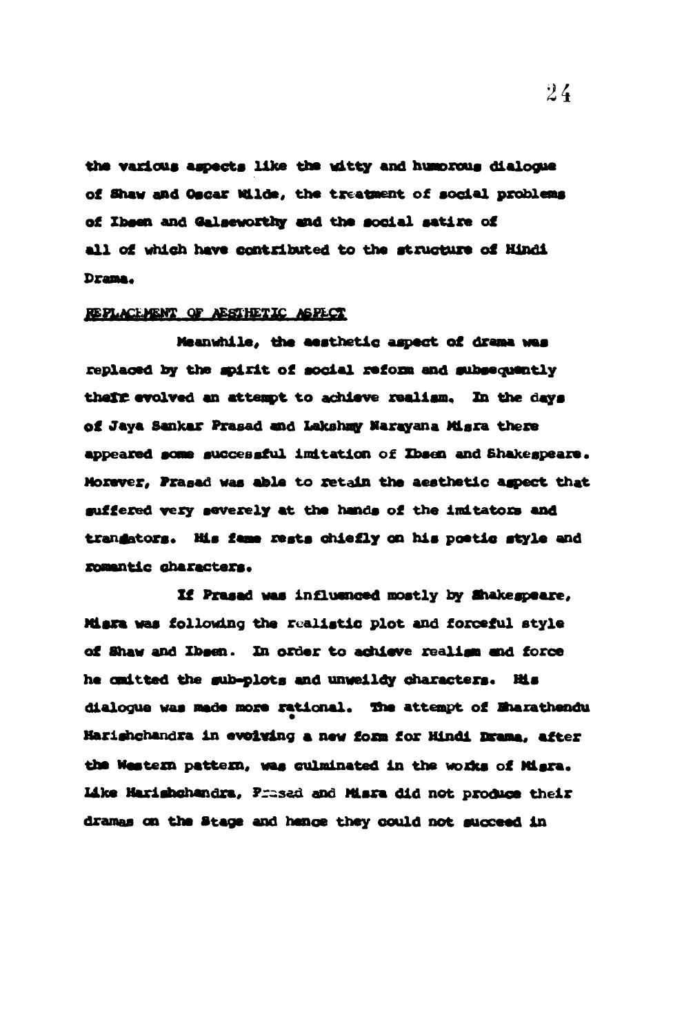the various aspects like the witty and humorous dialogue of Shaw and Oscar Wilde, the treatment of social problems of Ibsen and Galseworthy and the social satire of all of which have contributed to the structure of Hindi Drama.

REPLACEMENT OF AESTHETIC ASPECT

Meanwhile, the aesthetic aspect of drama was replaced by the spirit of social reform and subsequently there evolved an attempt to achieve realism. In the days of Jaya Sankar Prasad and Lakshmy Narayana Misra there appeared some successful imitation of Ibsen and Shakespeare. Morever, Prasad was able to retain the aesthetic aspect that suffered very severely at the hands of the imitators and translators. His fame rests chiefly on his poetic style and romantic characters.

If Prasad was influenced mostly by Shakespeare, Misra was following the realistic plot and forceful style of Shaw and Ibsen. In order to achieve realism and force he omitted the sub-plots and unweildy characters. His dialogue was made more rational. The attempt of Bharathendu Harishchandra in evolving a new form for Hindi Drama, after the Western pattern, was culminated in the works of Misra. Like Harishchandra, Prasad and Misra did not produce their dramas on the Stage and hence they could not succeed in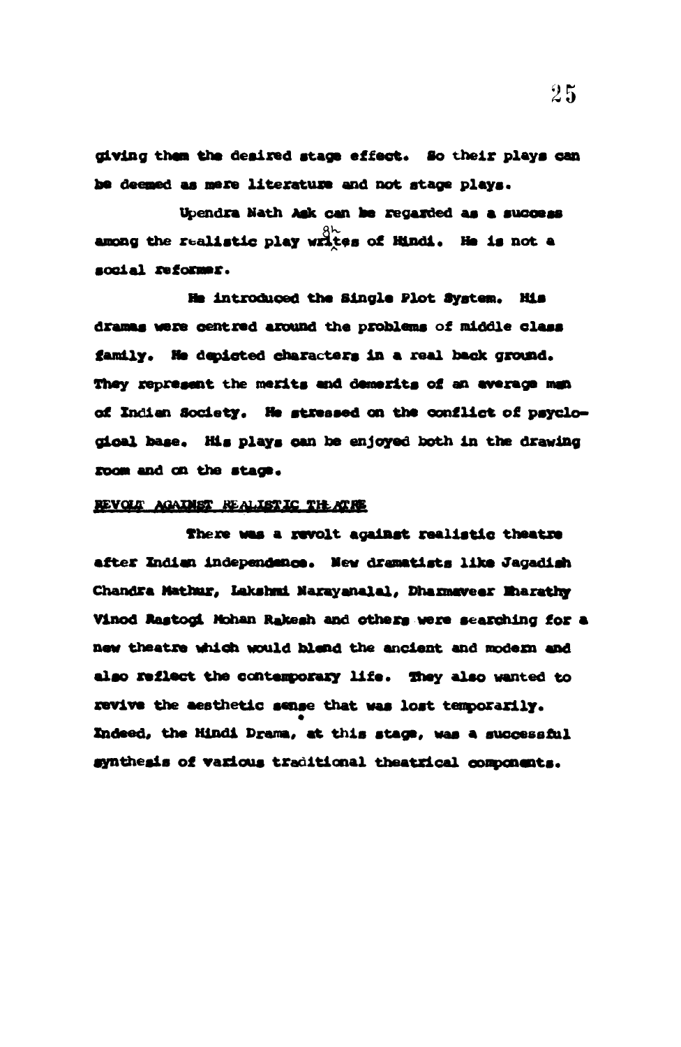giving them the desired stage effect. So their plays can be deemed as mere literature and not stage plays.

Upendra Nath Ask can be regarded as a success among the realistic play writes of Hindi. He is not a social reformer.

He introduced the Single Plot System. His dramas were centred around the problems of middle class family. He depicted characters in a real back ground. They represent the merits and demerits of an average man of Indian Society. He stressed on the conflict of psyclogical base. His plays can be enjoyed both in the drawing room and on the stage.

## REVOLT AGAINST REALISTIC THEATRE

There was a revolt against realistic theatre after Indian independence. New dramatists like Jagadish Chandra Mathur, Lakshmi Narayanalal, Dharmaveer Bharathy Vinod Rastogi Mohan Rakesh and others were searching for a new theatre which would blend the ancient and modern and also reflect the contemporary life. They also wanted to revive the aesthetic sense that was lost temporarily. Indeed, the Hindi Drama, at this stage, was a successful synthesis of various traditional theatrical components.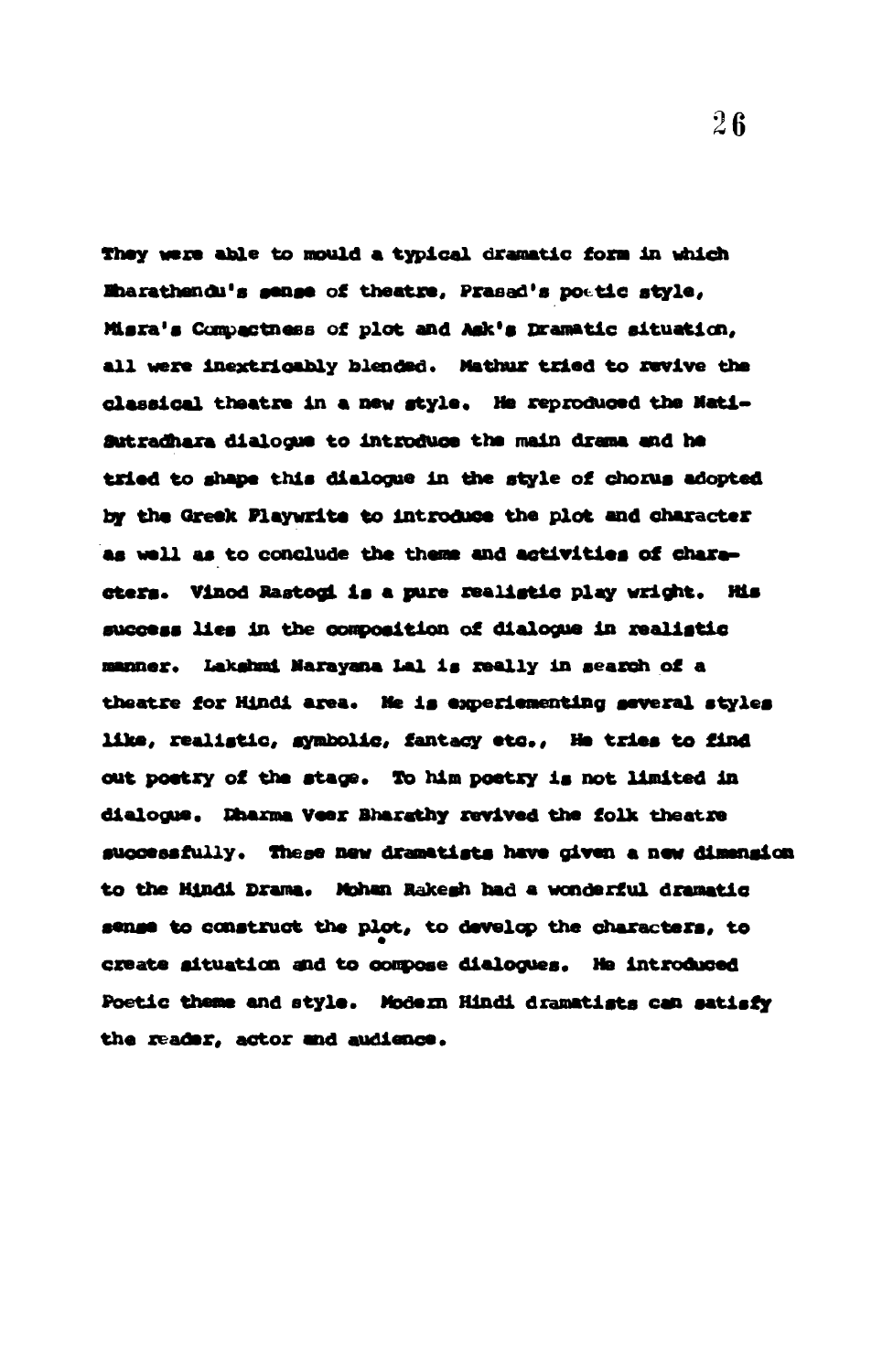They were able to mould a typical dramatic form in which Bharathendu's sense of theatre, Prasad's poetic style, Misra's Compactness of plot and Ask's Dramatic situation, all were inextricably blended. Mathur tried to revive the classical theatre in a new style. He reproduced the Nati-Sutradhara dialogue to introduce the main drama and he tried to shape this dialogue in the style of chorus adopted by the Greek Playwrite to introduce the plot and character as well as to conclude the theme and activities of characters. Vinod Rastogi is a pure realistic play wright. His success lies in the composition of dialogue in realistic manner. Lakshmi Narayana Lal is really in search of a theatre for Hindi area. He is experiementing several styles like, realistic, symbolic, fantacy etc., He tries to find out poetry of the stage. To him poetry is not limited in dialogue. Dharma Veer Bharathy revived the folk theatre successfully. These new dramatists have given a new dimension to the Hindi Drama. Mohan Rakesh had a wonderful dramatic sense to construct the plot, to develop the characters, to create situation and to compose dialogues. He introduced Poetic theme and style. Modern Hindi dramatists can satisfy the reader, actor and audience.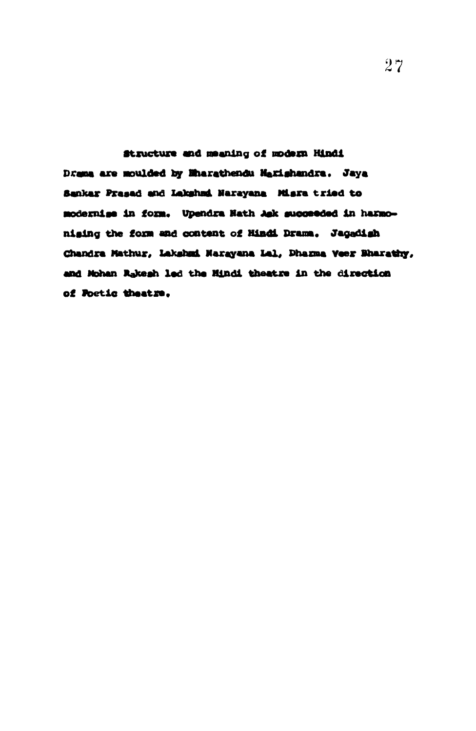Structure and meaning of modern Hindi Drama are moulded by Bharathendu Harishandra. Jaya Sankar Prasad and Lakshmi Narayana Misra tried to modernise in form. Upendra Nath Ask succeeded in harmonising the form and content of Hindi Drama. Jagadish Chandra Mathur, Lakshmi Narayana Lal, Dharma Veer Bharathy, and Mohan Rakesh led the Hindi theatre in the direction of Poetic theatre.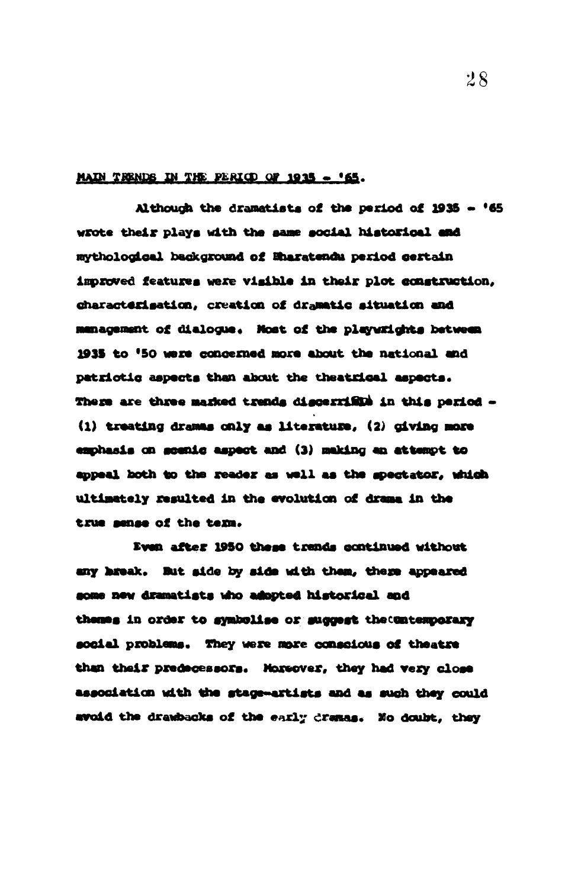MAIN TRENDS IN THE PERIOD OF 1935 - '65.

Although the dramatists of the period of 1935 - '65 wrote their plays with the same social historical and mythological background of Bharatendu period certain improved features were visible in their plot construction, characterisation, creation of dramatic situation and management of dialogue. Most of the playwrights between 1935 to '50 were concerned more about the national and patriotic aspects than about the theatrical aspects. There are three marked trends discernible in this period - (1) treating dramas only as literature, (2) giving more emphasis on scenic aspect and (3) making an attempt to appeal both to the reader as well as the spectator, which ultimately resulted in the evolution of drama in the true sense of the term.

Even after 1950 these trends continued without any break. But side by side with them, there appeared some new dramatists who adopted historical and themes in order to symbolise or suggest the contemporary social problems. They were more conscious of theatre than their predecessors. Moreover, they had very close association with the stage-artists and as such they could avoid the drawbacks of the early dramas. No doubt, they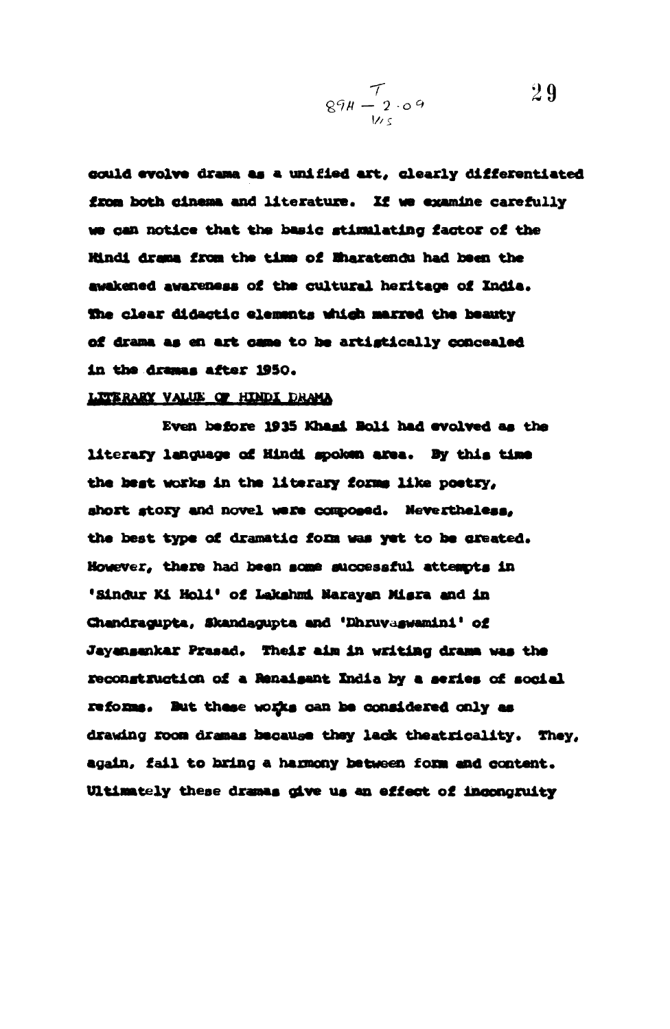could evolve drama as a unified art, clearly differentiated from both cinema and literature. If we examine carefully we can notice that the basic stimulating factor of the Hindi drama from the time of Bharatendu had been the awakened awareness of the cultural heritage of India. The clear didactic elements which marred the beauty of drama as an art came to be artistically concealed in the dramas after 1950.

LITERARY VALUE OF HINDI DRAMA

Even before 1935 Khasi Boli had evolved as the literary language of Hindi spoken area. By this time the best works in the literary forms like poetry, short story and novel were composed. Nevertheless, the best type of dramatic form was yet to be created. However, there had been some successful attempts in 'Sindur Ki Holi' of Lakshmi Narayan Misra and in Chandragupta, Skandagupta and 'Dhruvaswamini' of Jayasankar Prasad. Their aim in writing drama was the reconstruction of a Renaisant India by a series of social reforms. But these works can be considered only as drawing room dramas because they lack theatricality. They, again, fail to bring a harmony between form and content. Ultimately these dramas give us an effect of incongruity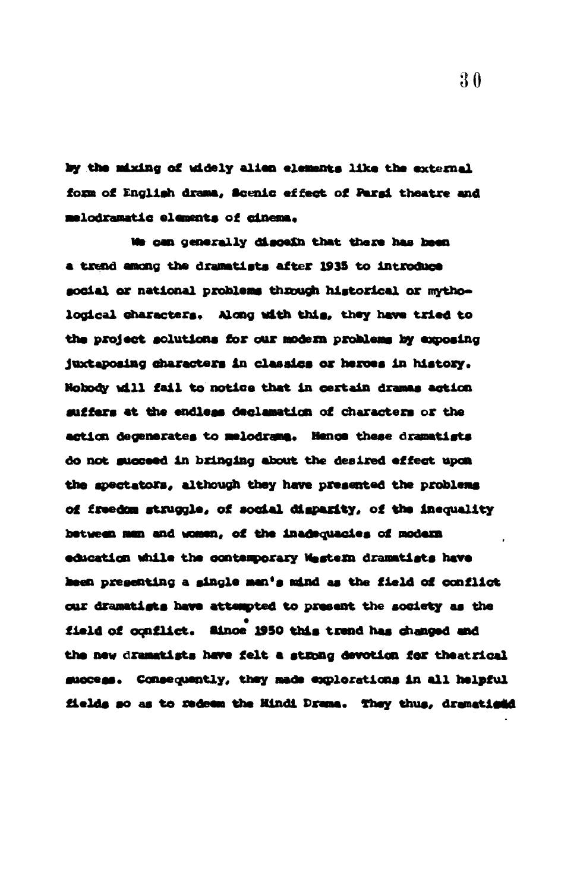by the mixing of widely alien elements like the external form of English drama, Scenic effect of Parsi theatre and melodramatic elements of cinema.

We can generally discern that there has been a trend among the dramatists after 1935 to introduce social or national problems through historical or mythological characters. Along with this, they have tried to the project solutions for our modern problems by exposing juxtaposing characters in classics or heroes in history. Nobody will fail to notice that in certain dramas action suffers at the endless declamation of characters or the action degenerates to melodrama. Hence these dramatists do not succeed in bringing about the desired effect upon the spectators, although they have presented the problems of freedom struggle, of social disparity, of the inequality between man and women, of the inadequacies of modern education while the contemporary Western dramatists have been presenting a single man's mind as the field of conflict our dramatists have attempted to present the society as the field of conflict. Since 1950 this trend has changed and the new dramatists have felt a strong devotion for theatrical success. Consequently, they made explorations in all helpful fields so as to redeem the Hindi Drama. They thus, dramatised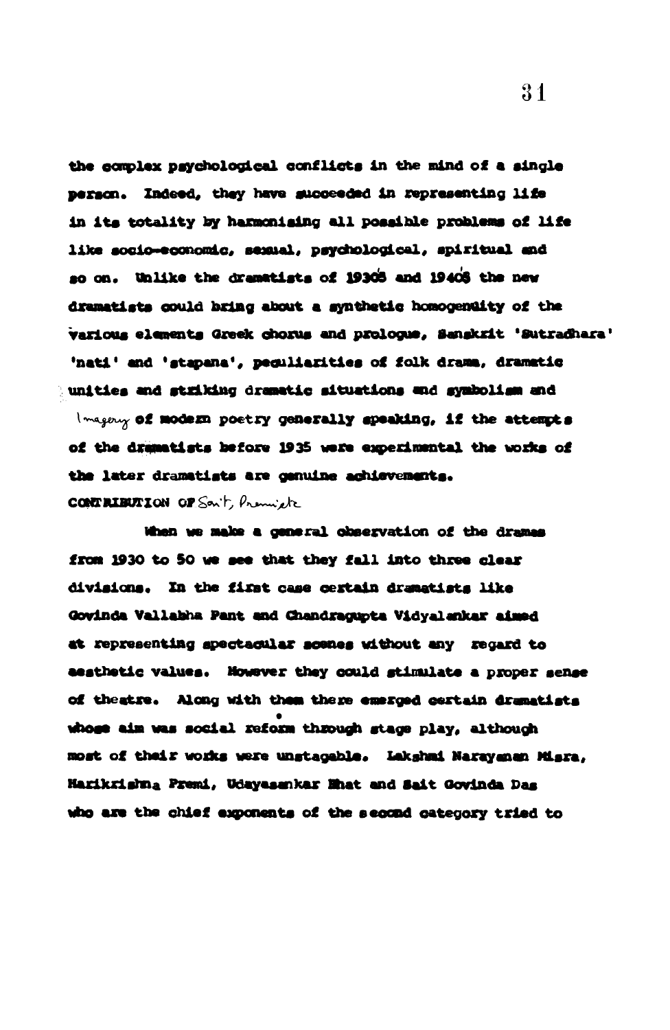the complex psychological conflicts in the mind of a single person. Indeed, they have succeeded in representing life in its totality by harmonising all possible problems of life like socio-economic, sexual, psychological, spiritual and so on. Unlike the dramatists of 1930's and 1940's the new dramatists could bring about a synthetic homogenuity of the various elements Greek chorus and prologue, Sanskrit 'Sutradhara' 'nati' and 'stapana', peculiarities of folk drama, dramatic unities and striking dramatic situations and symbolism and Imagery of modern poetry generally speaking, if the attempts of the dramatists before 1935 were experimental the works of the later dramatists are genuine achievements.

CONTRIBUTION OF Sait, Premi etc

When we make a general observation of the dramas from 1930 to 50 we see that they fall into three clear divisions. In the first case certain dramatists like Govinda Vallabha Pant and Chandragupta Vidyalankar aimed at representing spectacular scenes without any regard to aesthetic values. However they could stimulate a proper sense of theatre. Along with them there emerged certain dramatists whose aim was social reform through stage play, although most of their works were unstagable. Lakshmi Narayanan Misra, Harikrishna Premi, Udayasankar Bhat and Sait Govinda Das who are the chief exponents of the second category tried to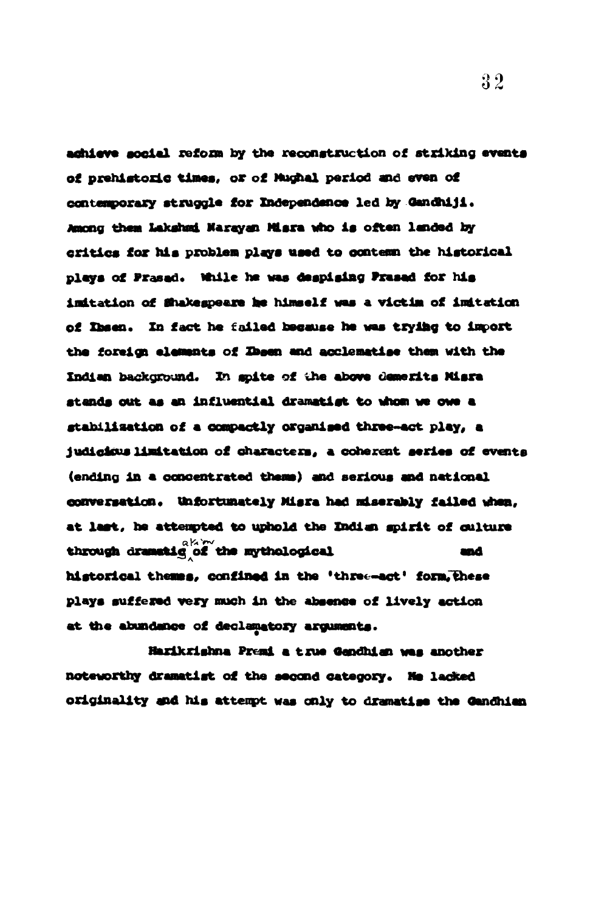achieve social reform by the reconstruction of striking events of prehistoric times, or of Mughal period and even of contemporary struggle for Independence led by Gandhiji. Among them Lakshmi Narayan Misra who is often landed by critics for his problem plays used to contemn the historical plays of Prasad. While he was despising Prasad for his imitation of Shakespeare he himself was a victim of imitation of Ibsen. In fact he failed because he was trying to import the foreign elements of Ibsen and acclematise them with the Indian background. In spite of the above demerits Misra stands out as an influential dramatist to whom we owe a stabilization of a compactly organised three-act play, a judicious limitation of characters, a coherent series of events (ending in a concentrated theme) and serious and national conversation. Unfortunately Misra had miserably failed when, at last, he attempted to uphold the Indian spirit of culture through dramatisation of the mythological and historical themes, confined in the 'three-act' form, these plays suffered very much in the absence of lively action at the abundance of declamatory arguments.

Harikrishna Premi a true Gandhian was another noteworthy dramatist of the second category. He lacked originality and his attempt was only to dramatise the Gandhian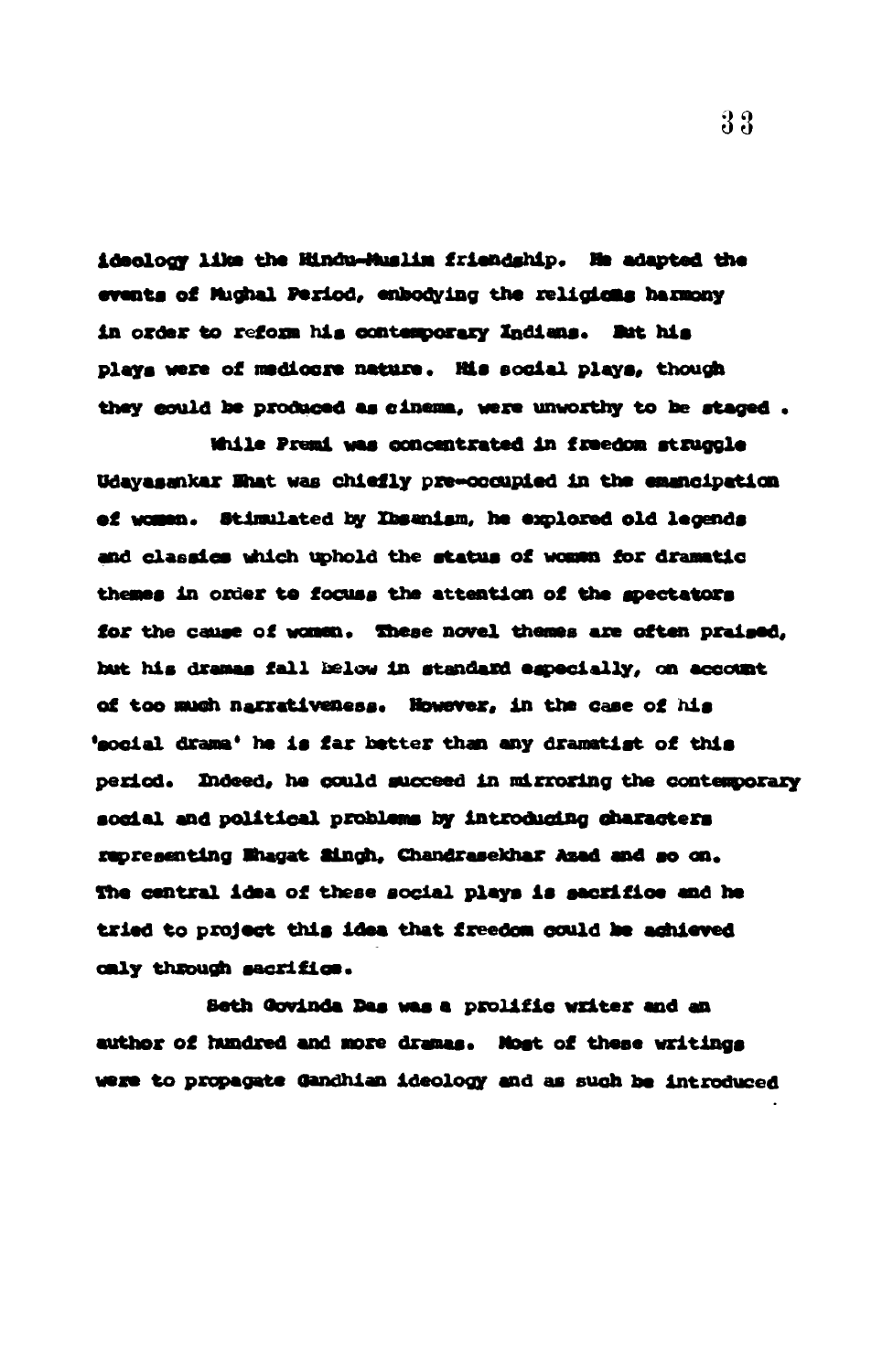ideology like the Hindu-Muslim friendship. He adapted the events of Mughal Period, embodying the religious harmony in order to reform his contemporary Indians. But his plays were of mediocre nature. His social plays, though they could be produced as cinema, were unworthy to be staged .

While Premi was concentrated in freedom struggle Udayasankar Bhat was chiefly pre-occupied in the emancipation of women. Stimulated by Ibsanism, he explored old legends and classics which uphold the status of women for dramatic themes in order to focuss the attention of the spectators for the cause of women. These novel themes are often praised, but his dramas fall below in standard especially, on account of too much narrativeness. However, in the case of his 'social drama' he is far better than any dramatist of this period. Indeed, he could succeed in mirroring the contemporary social and political problems by introducing characters representing Bhagat Singh, Chandrasekhar Azad and so on. The central idea of these social plays is sacrifice and he tried to project this idea that freedom could be achieved only through sacrifice.

Seth Govinda Das was a prolific writer and an author of hundred and more dramas. Most of these writings were to propagate Gandhian ideology and as such he introduced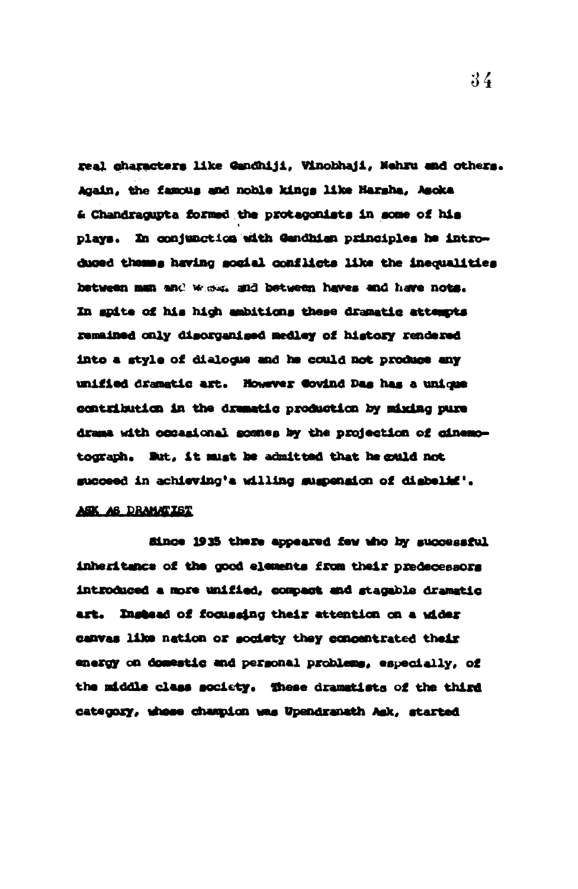real characters like Gandhiji, Vinobhaji, Nehru and others. Again, the famous and noble kings like Harsha, Asoka & Chandragupta formed the protagonists in some of his plays. In conjunction with Gandhian principles he introduced themes having social conflicts like the inequalities between man and woman and between haves and have nots. In spite of his high ambitions these dramatic attempts remained only disorganised medley of history rendered into a style of dialogue and he could not produce any unified dramatic art. However Govind Das has a unique contribution in the dramatic production by mixing pure drama with occasional scenes by the projection of cinemotograph. But, it must be admitted that he could not succeed in achieving'a willing suspension of disbelief'.

ASK AS DRAMATIST

Since 1935 there appeared few who by successful inheritance of the good elements from their predecessors introduced a more unified, compact and stagable dramatic art. Instead of focussing their attention on a wider canvas like nation or society they concentrated their energy on domestic and personal problems, especially, of the middle class society. These dramatists of the third category, whose champion was Upendranath Ask, started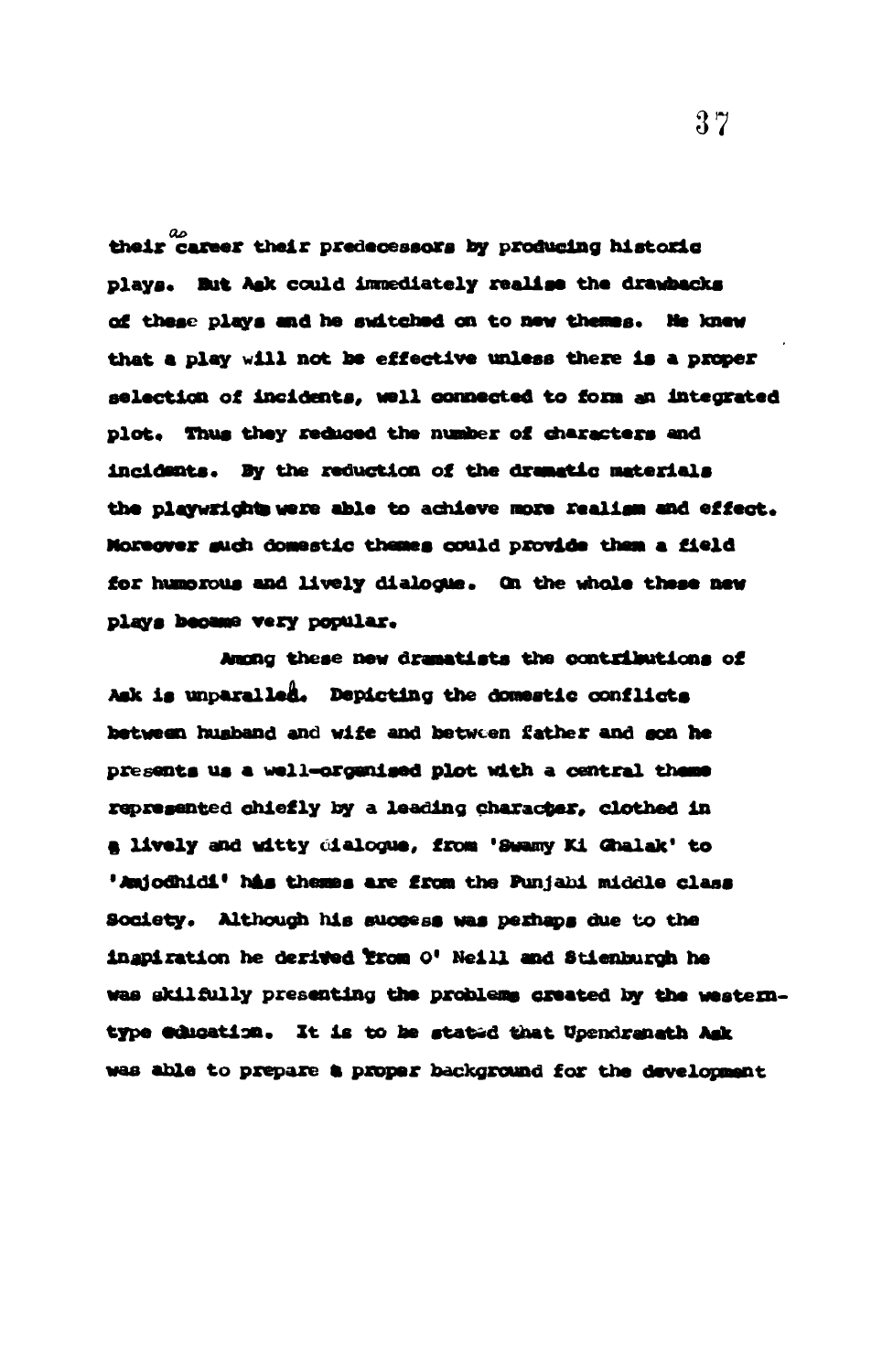their career as their predecessors by producing historic plays. But Ask could immediately realise the drawbacks of these plays and he switched on to new themes. He knew that a play will not be effective unless there is a proper selection of incidents, well connected to form an integrated plot. Thus they reduced the number of characters and incidents. By the reduction of the dramatic materials the playwrights were able to achieve more realism and effect. Moreover such domestic themes could provide them a field for humorous and lively dialogue. On the whole these new plays became very popular.

Among these new dramatists the contributions of Ask is unparalled. Depicting the domestic conflicts between husband and wife and between father and son he presents us a well-organised plot with a central theme represented chiefly by a leading character, clothed in a lively and witty dialogue, from 'Swamy Ki Ghalak' to 'Anjodhidi' his themes are from the Punjabi middle class Society. Although his success was perhaps due to the inspiration he derived from O' Neill and Stienburgh he was skilfully presenting the problems created by the western-type education. It is to be stated that Upendranath Ask was able to prepare a proper background for the development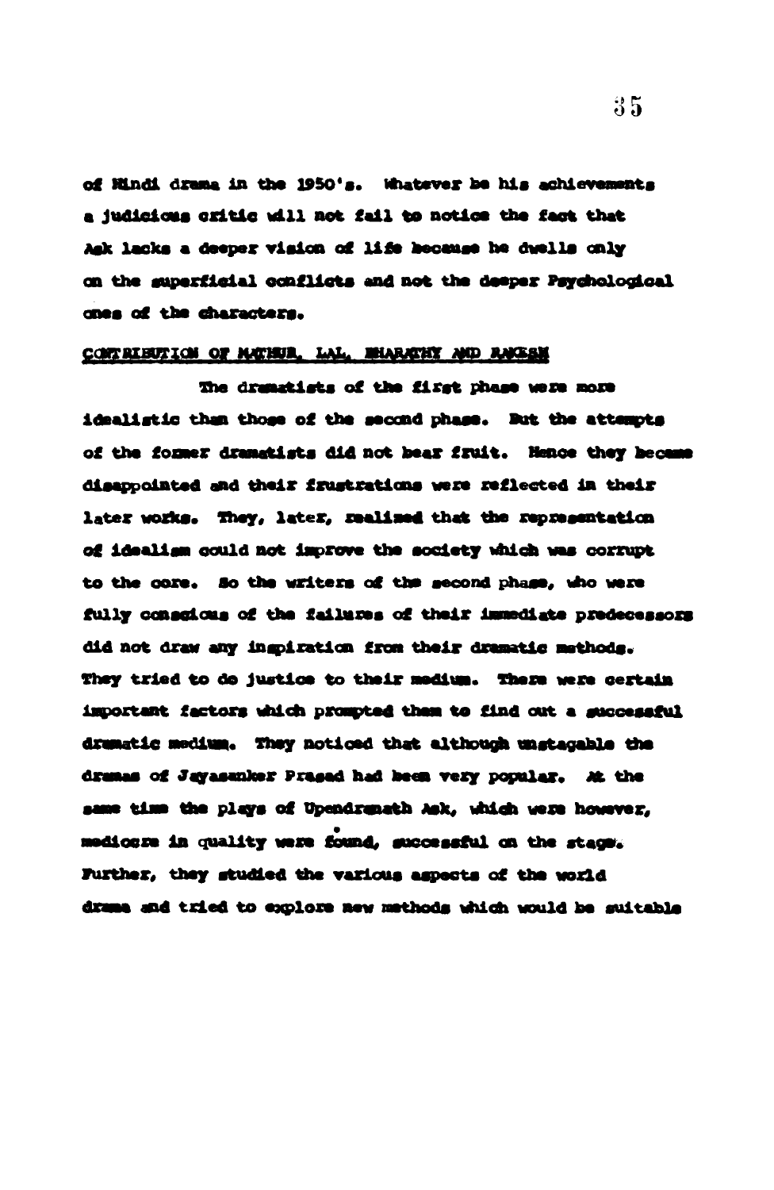of Hindi drama in the 1950's. Whatever be his achievements a judicious critic will not fail to notice the fact that Ask lacks a deeper vision of life because he dwells only on the superficial conflicts and not the deeper Psychological ones of the characters.

## CONTRIBUTION OF MATHUR, LAL, BHARATHY AND RAKESH

The dramatists of the first phase were more idealistic than those of the second phase. But the attempts of the former dramatists did not bear fruit. Hence they became disappointed and their frustrations were reflected in their later works. They, later, realised that the representation of idealism could not improve the society which was corrupt to the core. So the writers of the second phase, who were fully conscious of the failures of their immediate predecessors did not draw any inspiration from their dramatic methods. They tried to do justice to their medium. There were certain important factors which prompted them to find out a successful dramatic medium. They noticed that although unstageable the dramas of Jayasanker Prasad had been very popular. At the same time the plays of Upendranath Ask, which were however, mediocre in quality were found, successful on the stage. Further, they studied the various aspects of the world drama and tried to explore new methods which would be suitable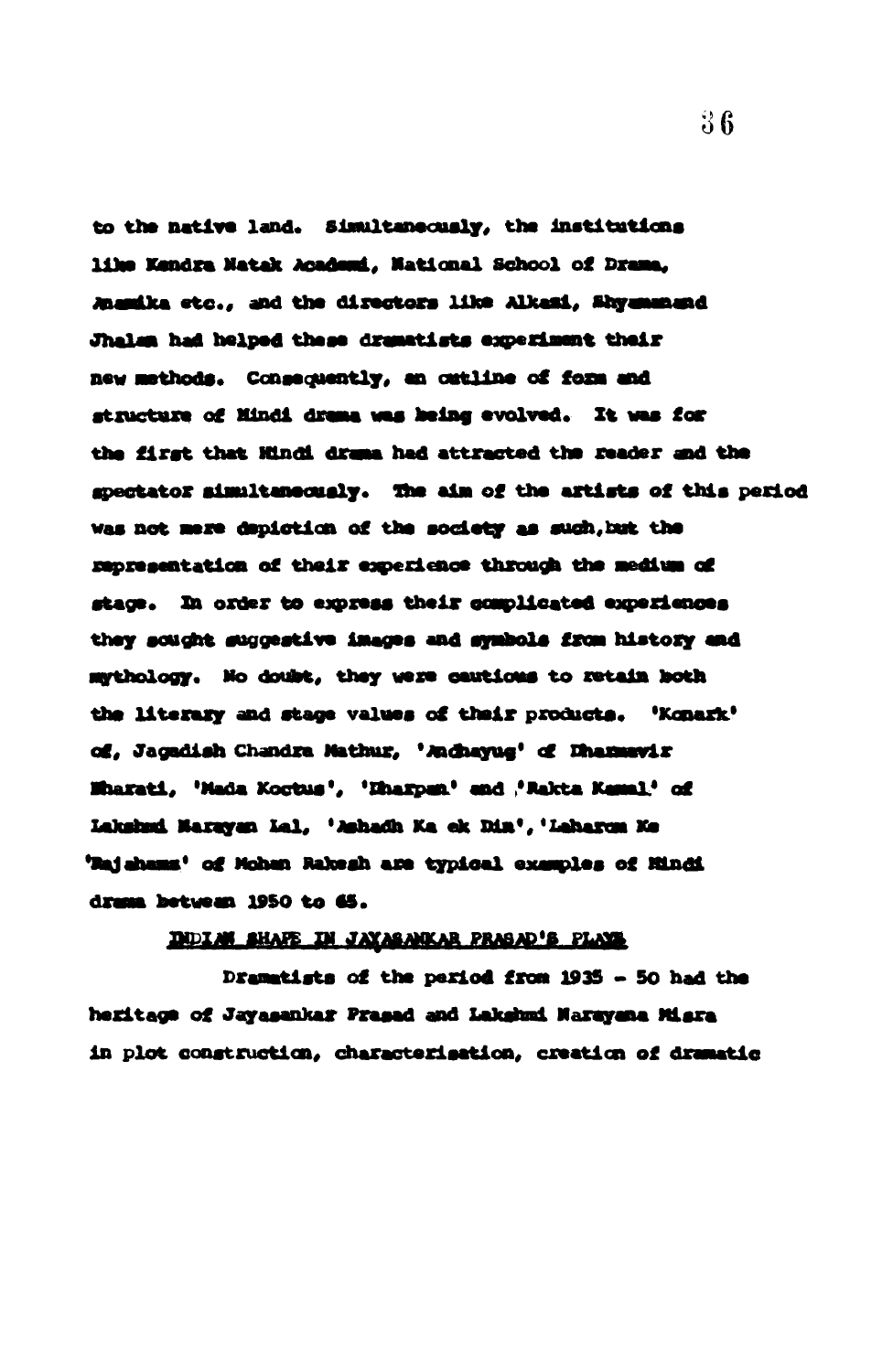to the native land. Simultaneously, the institutions like Kendra Natak Academi, National School of Drama, Anamika etc., and the directors like Alkazi, Shyamanand Jhalan had helped these dramatists experiment their new methods. Consequently, an outline of form and structure of Hindi drama was being evolved. It was for the first that Hindi drama had attracted the reader and the spectator simultaneously. The aim of the artists of this period was not mere depiction of the society as such, but the representation of their experience through the medium of stage. In order to express their complicated experiences they sought suggestive images and symbols from history and mythology. No doubt, they were cautious to retain both the literary and stage values of their products. 'Konark' of, Jagadish Chandra Mathur, 'Andhayug' of Dharmavir Bharati, 'Mada Koctus', 'Dharpan' and 'Rakta Kamal' of Lakshmi Narayan Lal, 'Ashadh Ka ek Din', 'Laharon Ke Rajahans' of Mohan Rakesh are typical examples of Hindi drama between 1950 to 65.

## INDIAN SHAPE IN JAYASANKAR PRASAD'S PLAYS

Dramatists of the period from 1935 - 50 had the heritage of Jayasankar Prasad and Lakshmi Narayana Misra in plot construction, characterisation, creation of dramatic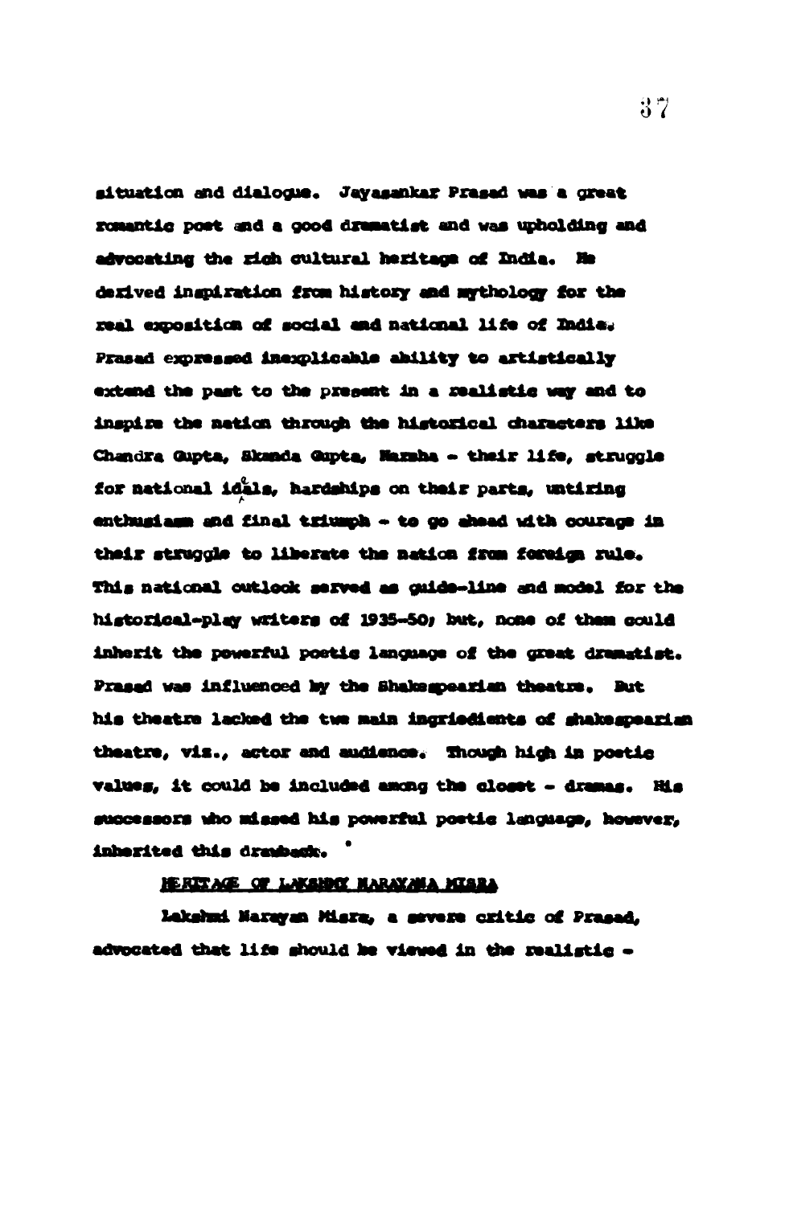situation and dialogue. Jayasankar Prasad was a great romantic poet and a good dramatist and was upholding and advocating the rich cultural heritage of India. He derived inspiration from history and mythology for the real exposition of social and national life of India. Prasad expressed inexplicable ability to artistically extend the past to the present in a realistic way and to inspire the nation through the historical characters like Chandra Gupta, Skanda Gupta, Harsha - their life, struggle for national ideals, hardships on their parts, untiring enthusiasm and final triumph - to go ahead with courage in their struggle to liberate the nation from foreign rule. This national outlook served as guide-line and model for the historical-play writers of 1935-50; but, none of them could inherit the powerful poetic language of the great dramatist. Prasad was influenced by the Shakespearian theatre. But his theatre lacked the two main ingriedients of shakespearian theatre, viz., actor and audience. Though high in poetic values, it could be included among the closet - dramas. His successors who missed his powerful poetic language, however, inherited this drawback.

<u>HERITAGE OF LAKSHMI NARAYANA MISRA</u>

Lakshmi Narayan Misra, a severe critic of Prasad, advocated that life should be viewed in the realistic -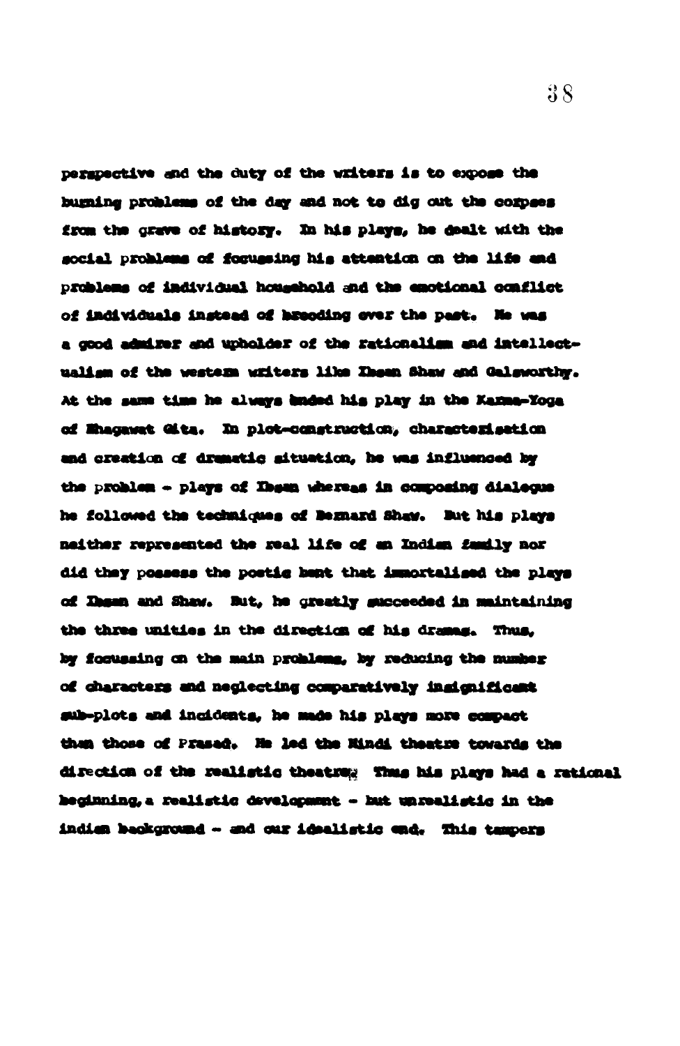perspective and the duty of the writers is to expose the burning problems of the day and not to dig out the corpses from the grave of history. In his plays, he dealt with the social problems of focussing his attention on the life and problems of individual household and the emotional conflict of individuals instead of brooding over the past. He was a good admirer and upholder of the rationalism and intellectualism of the western writers like Ibsen Shaw and Galsworthy. At the same time he always ended his play in the Karma-Yoga of Bhagawat Gita. In plot-construction, characterisation and creation of dramatic situation, he was influenced by the problem - plays of Ibsen whereas in composing dialogue he followed the techniques of Bernard Shaw. But his plays neither represented the real life of an Indian family nor did they possess the poetic bent that immortalised the plays of Ibsen and Shaw. But, he greatly succeeded in maintaining the three unities in the direction of his dramas. Thus, by focussing on the main problems, by reducing the number of characters and neglecting comparatively insignificant sub-plots and incidents, he made his plays more compact than those of Prasad. He led the Hindi theatre towards the direction of the realistic theatre. Thus his plays had a rational beginning, a realistic development - but unrealistic in the indian background - and our idealistic end. This tampers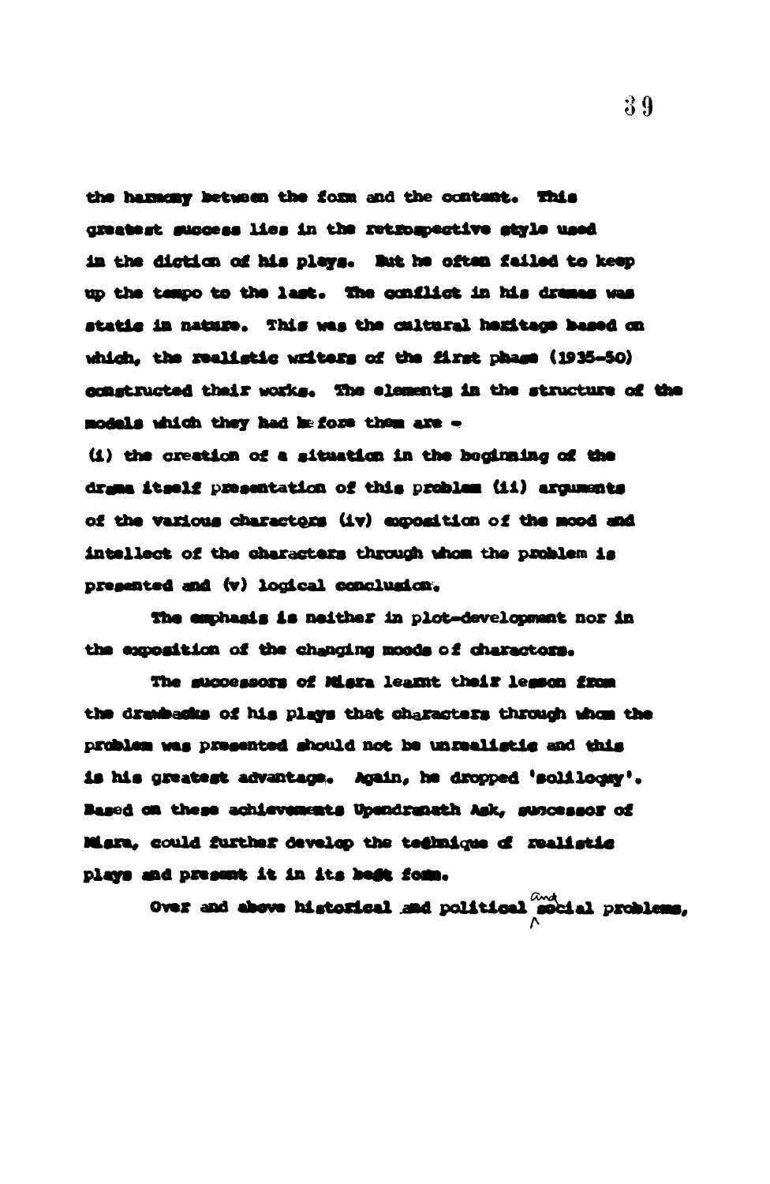the harmony between the form and the content. This greatest success lies in the retrospective style used in the diction of his plays. But he often failed to keep up the tempo to the last. The conflict in his dramas was static in nature. This was the cultural heritage based on which, the realistic writers of the first phase (1935-50) constructed their works. The elements in the structure of the models which they had before them are -

(i) the creation of a situation in the beginning of the drama itself presentation of this problem (ii) arguments of the various characters (iv) exposition of the mood and intellect of the characters through whom the problem is presented and (v) logical conclusion.

The emphasis is neither in plot-development nor in the exposition of the changing moods of characters.

The successors of Misra learnt their lesson from the drawbacks of his plays that characters through whom the problem was presented should not be unrealistic and this is his greatest advantage. Again, he dropped 'soliloquy'. Based on these achievements Upendranath Ask, successor of Misra, could further develop the technique of realistic plays and present it in its best form.

Over and above historical and political and social problems,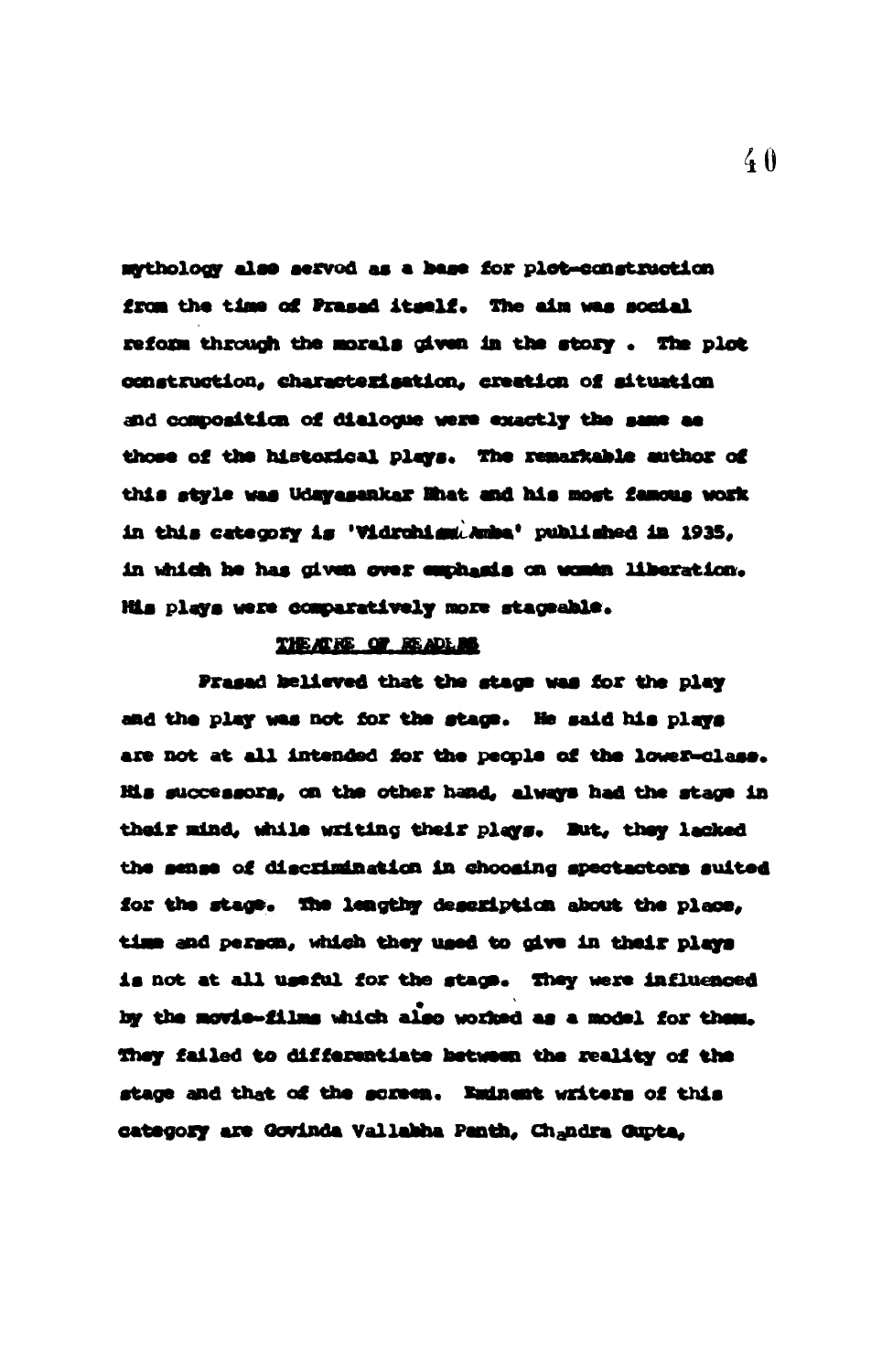mythology also served as a base for plot-construction from the time of Prasad itself. The aim was social reform through the morals given in the story . The plot construction, characterisation, creation of situation and composition of dialogue were exactly the same as those of the historical plays. The remarkable author of this style was Udayasankar Bhat and his most famous work in this category is 'Vidrohini Amba' published in 1935, in which he has given over emphasis on woman liberation. His plays were comparatively more stageable.

THEATRE OF READERS

Prasad believed that the stage was for the play and the play was not for the stage. He said his plays are not at all intended for the people of the lower-class. His successors, on the other hand, always had the stage in their mind, while writing their plays. But, they lacked the sense of discrimination in choosing spectactors suited for the stage. The lengthy description about the place, time and person, which they used to give in their plays is not at all useful for the stage. They were influenced by the movie-films which also worked as a model for them. They failed to differentiate between the reality of the stage and that of the screen. Eminent writers of this category are Govinda Vallabha Panth, Chandra Gupta,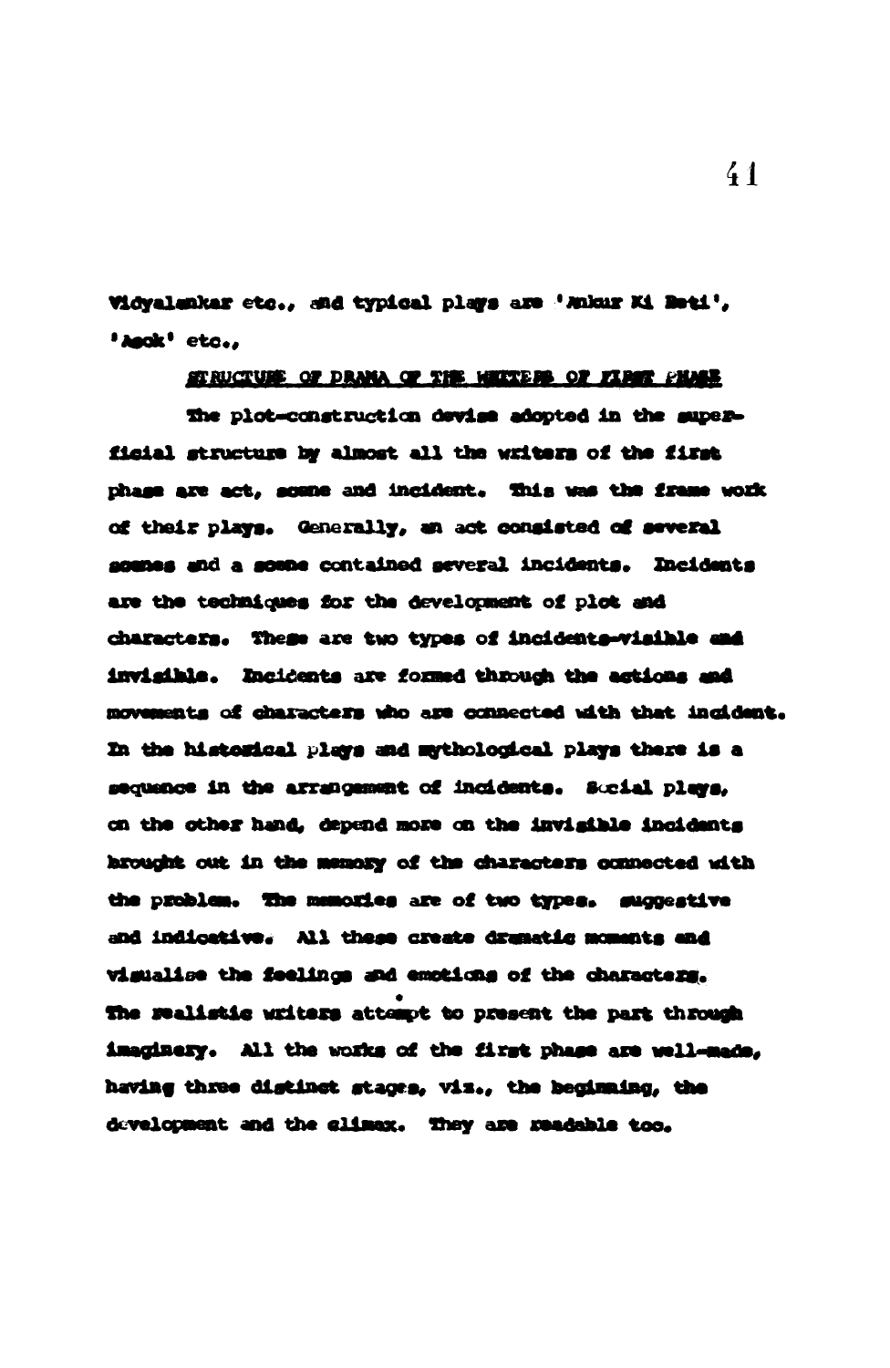Vidyalankar etc., and typical plays are 'Ankur Ki Beti', 'Asok' etc.,

## STRUCTURE OF DRAMA OF THE WRITERS OF FIRST PHASE

The plot-construction devise adopted in the superficial structure by almost all the writers of the first phase are act, scene and incident. This was the frame work of their plays. Generally, an act consisted of several scenes and a scene contained several incidents. Incidents are the techniques for the development of plot and characters. These are two types of incidents-visible and invisible. Incidents are formed through the actions and movements of characters who are connected with that incident. In the historical plays and mythological plays there is a sequence in the arrangement of incidents. Social plays, on the other hand, depend more on the invisible incidents brought out in the memory of the characters connected with the problem. The memories are of two types. suggestive and indicative. All these create dramatic moments and visualise the feelings and emotions of the characters. The realistic writers attempt to present the part through imaginery. All the works of the first phase are well-made, having three distinct stages, viz., the beginning, the development and the climax. They are readable too.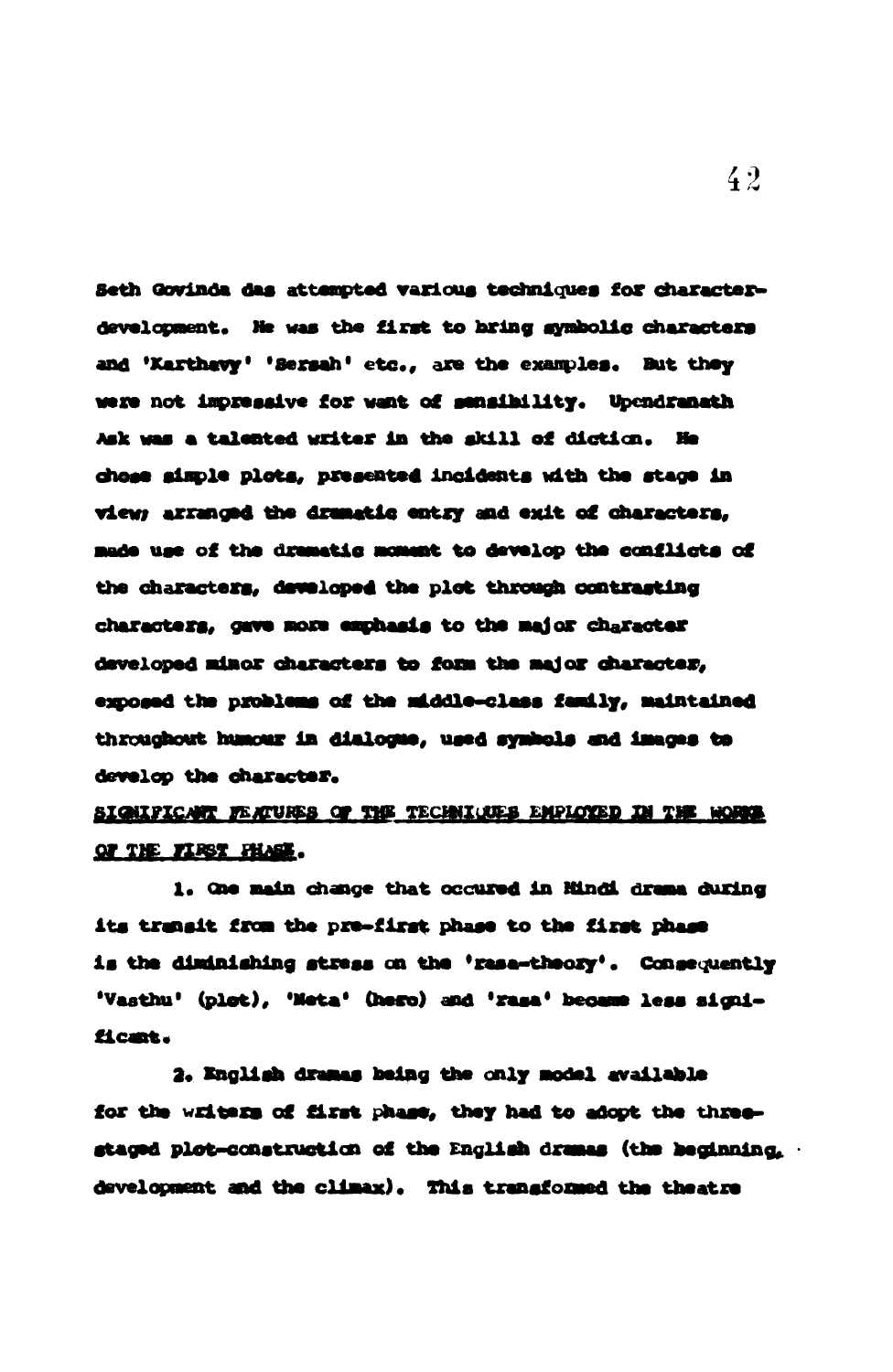Seth Govinda das attempted various techniques for character-development. He was the first to bring symbolic characters and 'Karthavy' 'Sersah' etc., are the examples. But they were not impressive for want of sensibility. Upendranath Ask was a talented writer in the skill of diction. He chose simple plots, presented incidents with the stage in view; arranged the dramatic entry and exit of characters, made use of the dramatic moment to develop the conflicts of the characters, developed the plot through contrasting characters, gave more emphasis to the major character developed minor characters to form the major character, exposed the problems of the middle-class family, maintained throughout humour in dialogue, used symbols and images to develop the character.

SIGNIFICANT FEATURES OF THE TECHNIQUES EMPLOYED IN THE WORKS OF THE FIRST PHASE.

1. One main change that occured in Hindi drama during its transit from the pre-first phase to the first phase is the diminishing stress on the 'rasa-theory'. Consequently 'Vasthu' (plot), 'Neta' (hero) and 'rasa' became less significant.

2. English dramas being the only model available for the writers of first phase, they had to adopt the three-staged plot-construction of the English dramas (the beginning, development and the climax). This transformed the theatre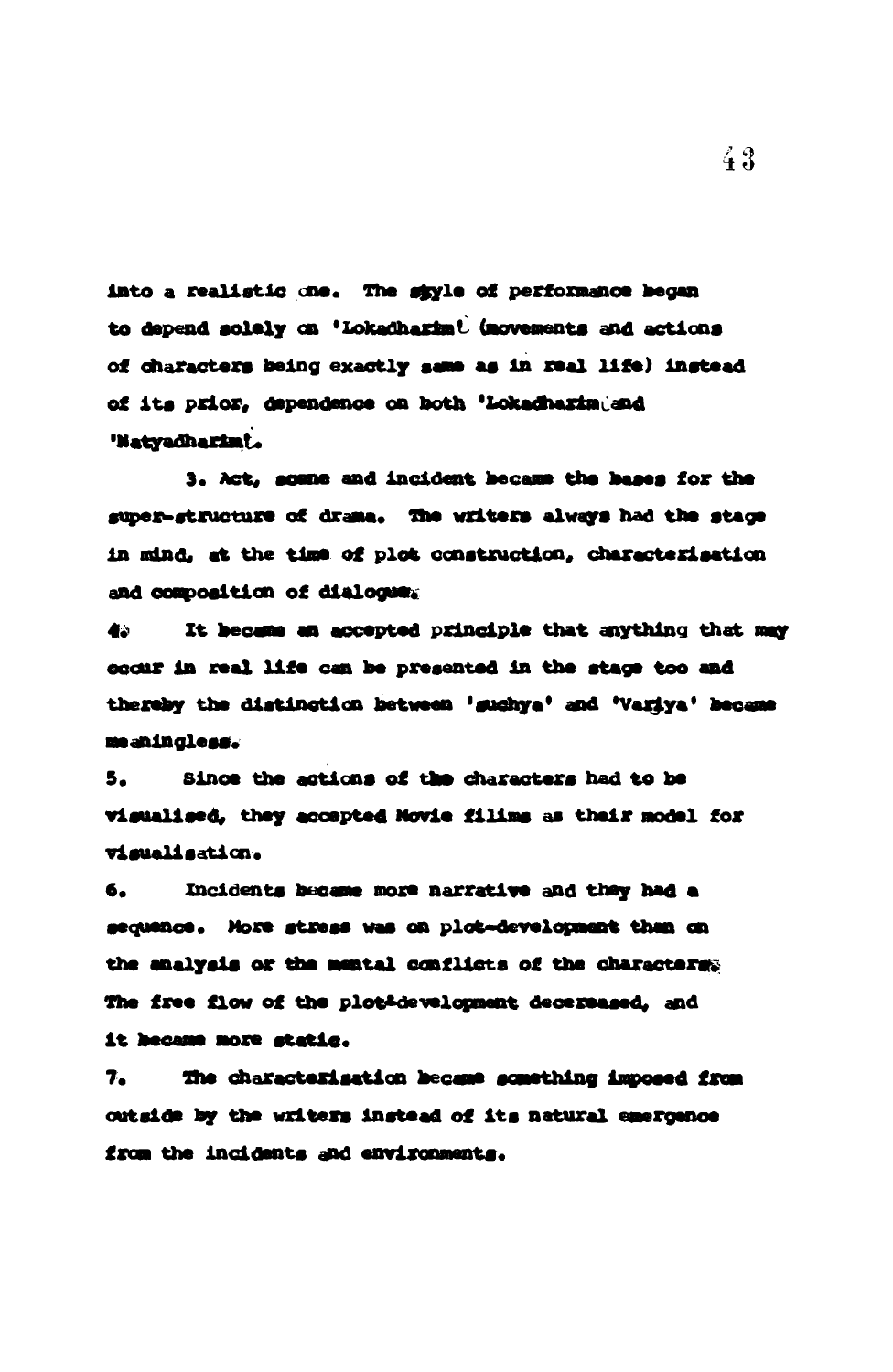into a realistic one. The style of performance began to depend solely on 'Lokadharmi' (movements and actions of characters being exactly same as in real life) instead of its prior, dependence on both 'Lokadharmi' and 'Natyadharmi'.

3. Act, scene and incident became the bases for the super-structure of drama. The writers always had the stage in mind, at the time of plot construction, characterisation and composition of dialogues.

4. It became an accepted principle that anything that may occur in real life can be presented in the stage too and thereby the distinction between 'suchya' and 'Varjya' became meaningless.

5. Since the actions of the characters had to be visualised, they accepted Movie filims as their model for visualisation.

6. Incidents became more narrative and they had a sequence. More stress was on plot-development than on the analysis or the mental conflicts of the characters. The free flow of the plot-development decereased, and it became more static.

7. The characterisation became something imposed from outside by the writers instead of its natural emergence from the incidents and environments.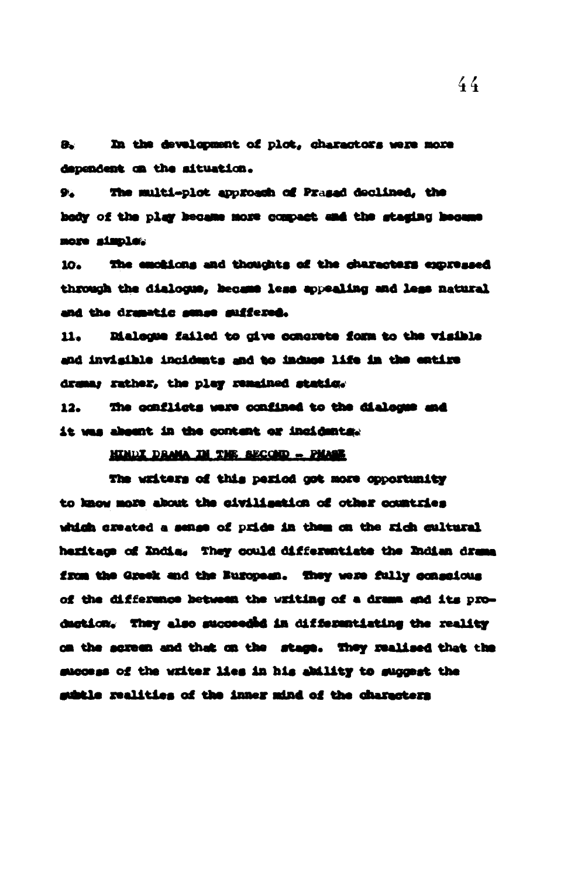8. In the development of plot, charactors were more dependent on the situation.

9. The multi-plot approach of Prasad declined, the body of the play became more compact and the staging became more simple.

10. The emotions and thoughts of the characters expressed through the dialogue, became less appealing and less natural and the dramatic sense suffered.

11. Dialogue failed to give concrete form to the visible and invisible incidents and to induce life in the entire drama; rather, the play remained static.

12. The conflicts were confined to the dialogue and it was absent in the content or incidents.

## HINDI DRAMA IN THE SECOND - PHASE

The writers of this period got more opportunity to know more about the civilisation of other countries which created a sense of pride in them on the rich cultural heritage of India. They could differentiate the Indian drama from the Greek and the European. They were fully conscious of the difference between the writing of a drama and its production. They also succeeded in differentiating the reality on the screen and that on the stage. They realised that the success of the writer lies in his ability to suggest the subtle realities of the inner mind of the characters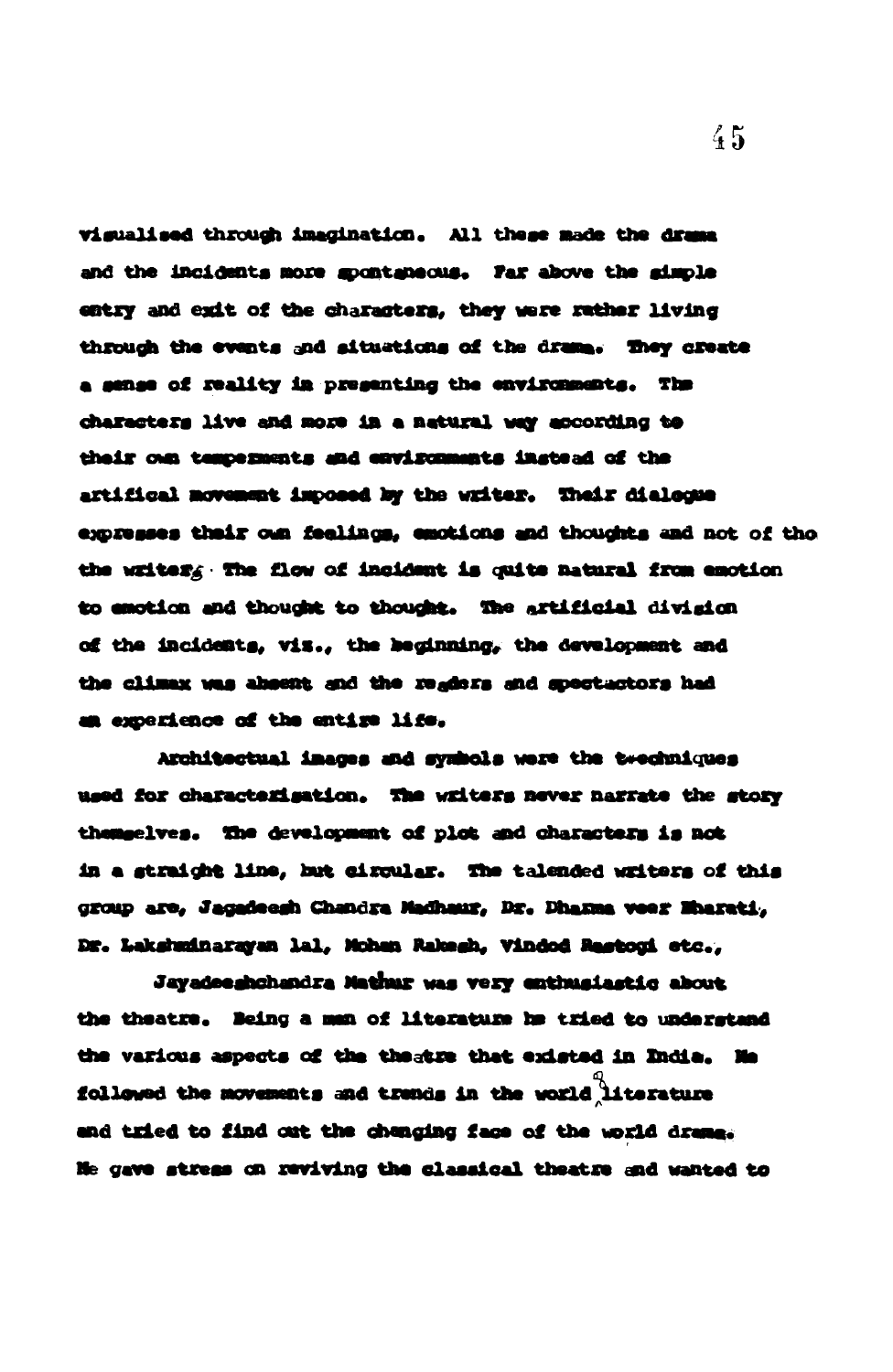visualised through imagination. All these made the drama and the incidents more spontaneous. Far above the simple entry and exit of the characters, they were rather living through the events and situations of the drama. They create a sense of reality in presenting the environments. The characters live and more in a natural way according to their own temperments and environments instead of the artifical movement imposed by the writer. Their dialogue expresses their own feelings, emotions and thoughts and not of tho the writers. The flow of incident is quite natural from emotion to emotion and thought to thought. The artificial division of the incidents, viz., the beginning, the development and the climax was absent and the readers and spectactors had an experience of the entire life.

Architectual images and symbols were the techniques used for characterisation. The writers never narrate the story themselves. The development of plot and characters is not in a straight line, but circular. The talended writers of this group are, Jagadeesh Chandra Madhaur, Dr. Dharma veer Bharati, Dr. Lakshminarayan lal, Mohan Rakesh, Vindod Rastogi etc.,

Jayadeeshchandra Mathur was very enthusiastic about the theatre. Being a man of literature he tried to understand the various aspects of the theatre that existed in India. He followed the movements and trends in the world of literature and tried to find out the changing face of the world drama. He gave stress on reviving the classical theatre and wanted to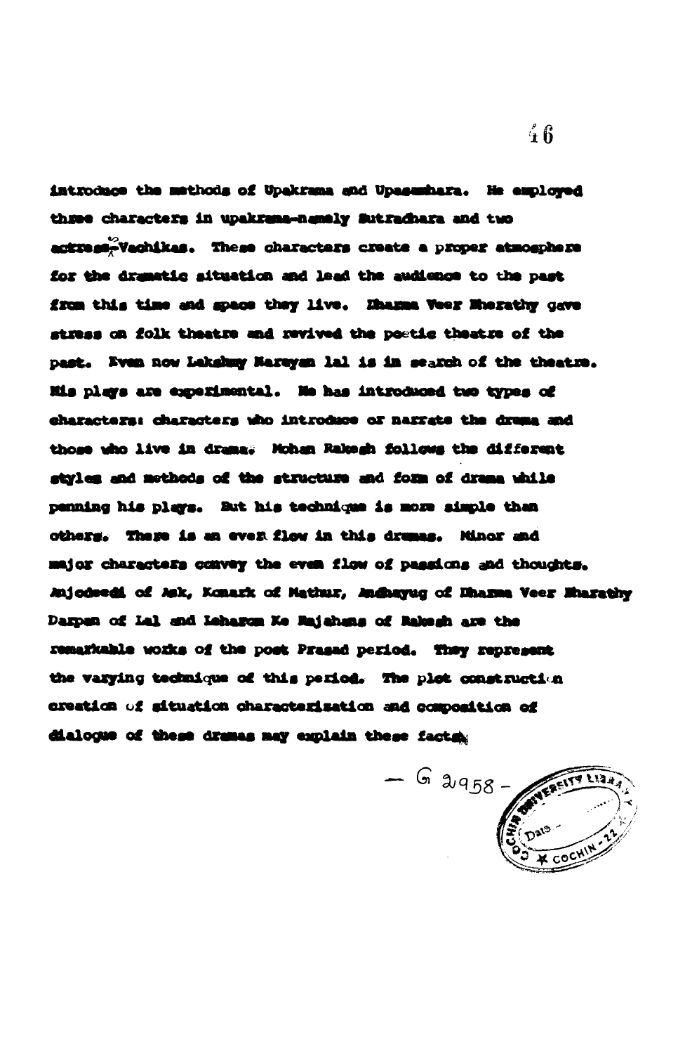introduce the methods of Upakrama and Upasamhara. He employed three characters in upakrama-namely Sutradhara and two actress-Vachikas. These characters create a proper atmosphere for the dramatic situation and lead the audience to the past from this time and space they live. Dharma Veer Bharathy gave stress on folk theatre and revived the poetic theatre of the past. Even now Lakshmy Narayan lal is in search of the theatre. His plays are experimental. He has introduced two types of characters: characters who introduce or narrate the drama and those who live in drama. Mohan Rakesh follows the different styles and methods of the structure and form of drama while penning his plays. But his technique is more simple than others. There is an even flow in this dramas. Minor and major characters convey the even flow of passions and thoughts. Anjodeedi of Ask, Konark of Mathur, Andhayug of Dharma Veer Bharathy Darpan of Lal and Leharon Ke Rajahans of Rakesh are the remarkable works of the post Prasad period. They represent the varying technique of this period. The plot construction creation of situation characterization and composition of dialogue of these dramas may explain these facts.

— G 2958 —